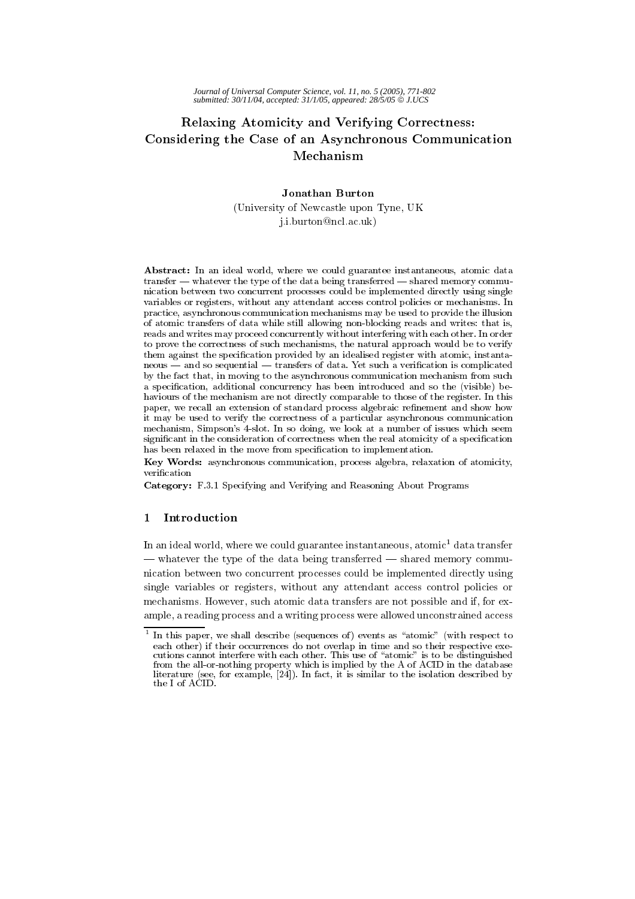# Relaxing Atomicity and Verifying Correctness: Considering the Case of an Asynchronous Communication Mechanism

**Jonathan Burton**
(University of Newcastle upon Tyne, UK
j.i.burton@ncl.ac.uk)

**Abstract:** In an ideal world, where we could guarantee instantaneous, atomic data transfer — whatever the type of the data being transferred — shared memory communication between two concurrent processes could be implemented directly using single variables or registers, without any attendant access control policies or mechanisms. In practice, asynchronous communication mechanisms may be used to provide the illusion of atomic transfers of data while still allowing non-blocking reads and writes: that is, reads and writes may proceed concurrently without interfering with each other. In order to prove the correctness of such mechanisms, the natural approach would be to verify them against the specification provided by an idealised register with atomic, instantaneous — and so sequential — transfers of data. Yet such a verification is complicated by the fact that, in moving to the asynchronous communication mechanism from such a specification, additional concurrency has been introduced and so the (visible) behaviours of the mechanism are not directly comparable to those of the register. In this paper, we recall an extension of standard process algebraic refinement and show how it may be used to verify the correctness of a particular asynchronous communication mechanism, Simpson's 4-slot. In so doing, we look at a number of issues which seem significant in the consideration of correctness when the real atomicity of a specification has been relaxed in the move from specification to implementation.

**Key Words:** asynchronous communication, process algebra, relaxation of atomicity, verification

**Category:** F.3.1 Specifying and Verifying and Reasoning About Programs

## 1 Introduction

In an ideal world, where we could guarantee instantaneous, atomic[1] data transfer — whatever the type of the data being transferred — shared memory communication between two concurrent processes could be implemented directly using single variables or registers, without any attendant access control policies or mechanisms. However, such atomic data transfers are not possible and if, for example, a reading process and a writing process were allowed unconstrained access

---

[1] In this paper, we shall describe (sequences of) events as "atomic" (with respect to each other) if their occurrences do not overlap in time and so their respective executions cannot interfere with each other. This use of "atomic" is to be distinguished from the all-or-nothing property which is implied by the A of ACID in the database literature (see, for example, [24]). In fact, it is similar to the isolation described by the I of ACID.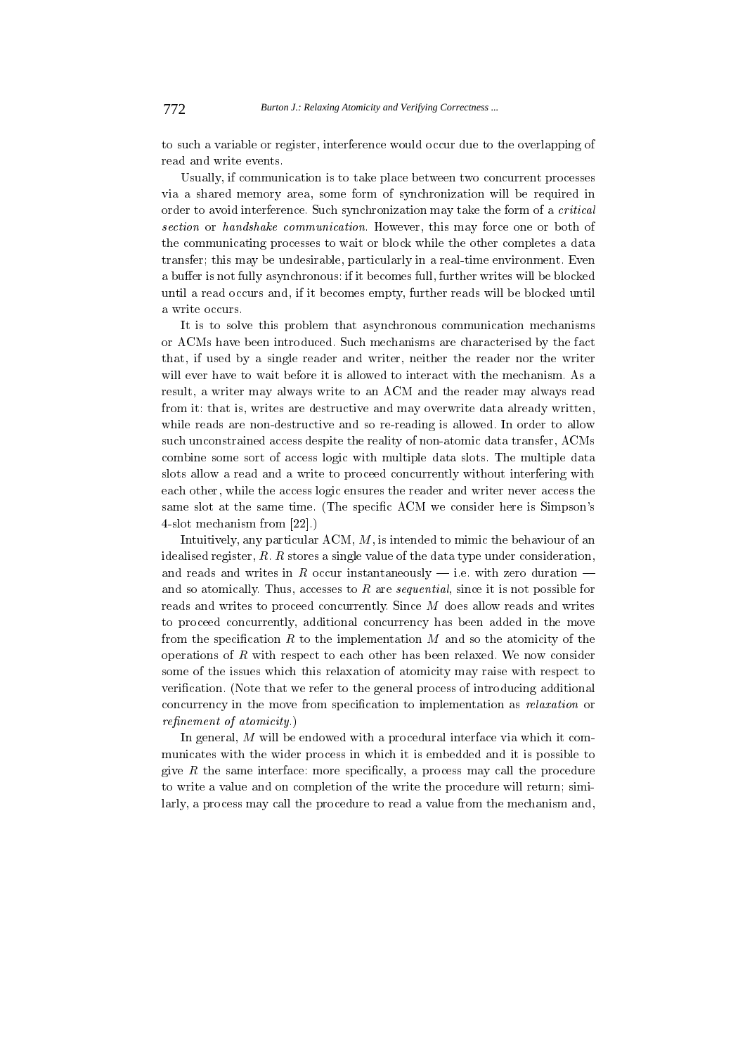to such a variable or register, interference would occur due to the overlapping of read and write events.

Usually, if communication is to take place between two concurrent processes via a shared memory area, some form of synchronization will be required in order to avoid interference. Such synchronization may take the form of a *critical section* or *handshake communication*. However, this may force one or both of the communicating processes to wait or block while the other completes a data transfer; this may be undesirable, particularly in a real-time environment. Even a buffer is not fully asynchronous: if it becomes full, further writes will be blocked until a read occurs and, if it becomes empty, further reads will be blocked until a write occurs.

It is to solve this problem that asynchronous communication mechanisms or ACMs have been introduced. Such mechanisms are characterised by the fact that, if used by a single reader and writer, neither the reader nor the writer will ever have to wait before it is allowed to interact with the mechanism. As a result, a writer may always write to an ACM and the reader may always read from it: that is, writes are destructive and may overwrite data already written, while reads are non-destructive and so re-reading is allowed. In order to allow such unconstrained access despite the reality of non-atomic data transfer, ACMs combine some sort of access logic with multiple data slots. The multiple data slots allow a read and a write to proceed concurrently without interfering with each other, while the access logic ensures the reader and writer never access the same slot at the same time. (The specific ACM we consider here is Simpson's 4-slot mechanism from [22].)

Intuitively, any particular ACM, $M$, is intended to mimic the behaviour of an idealised register, $R$. $R$ stores a single value of the data type under consideration, and reads and writes in $R$ occur instantaneously — i.e. with zero duration — and so atomically. Thus, accesses to $R$ are *sequential*, since it is not possible for reads and writes to proceed concurrently. Since $M$ does allow reads and writes to proceed concurrently, additional concurrency has been added in the move from the specification $R$ to the implementation $M$ and so the atomicity of the operations of $R$ with respect to each other has been relaxed. We now consider some of the issues which this relaxation of atomicity may raise with respect to verification. (Note that we refer to the general process of introducing additional concurrency in the move from specification to implementation as *relaxation* or *refinement of atomicity*.)

In general, $M$ will be endowed with a procedural interface via which it communicates with the wider process in which it is embedded and it is possible to give $R$ the same interface: more specifically, a process may call the procedure to write a value and on completion of the write the procedure will return; similarly, a process may call the procedure to read a value from the mechanism and,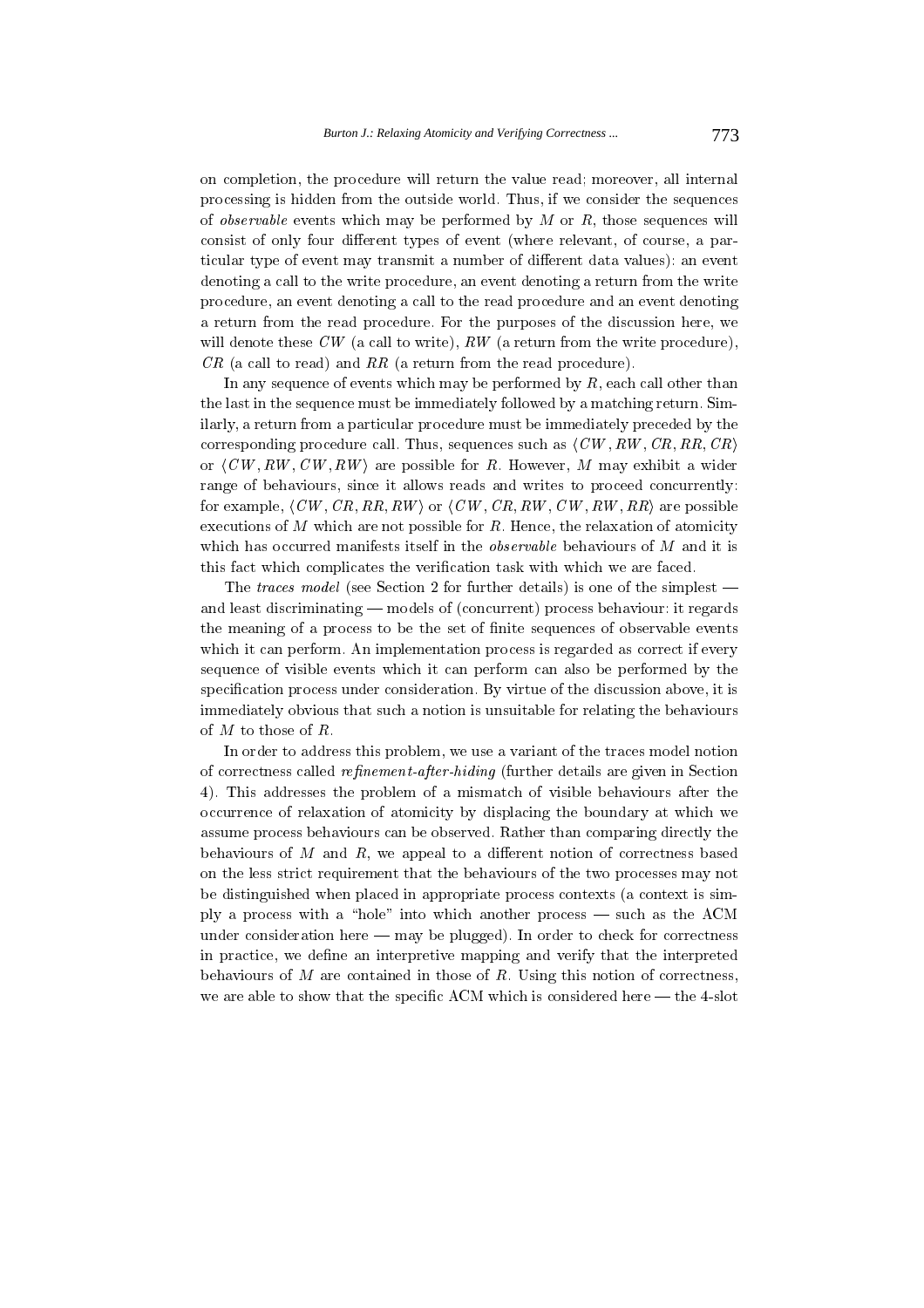on completion, the procedure will return the value read; moreover, all internal processing is hidden from the outside world. Thus, if we consider the sequences of *observable* events which may be performed by $M$ or $R$, those sequences will consist of only four different types of event (where relevant, of course, a particular type of event may transmit a number of different data values): an event denoting a call to the write procedure, an event denoting a return from the write procedure, an event denoting a call to the read procedure and an event denoting a return from the read procedure. For the purposes of the discussion here, we will denote these $CW$ (a call to write), $RW$ (a return from the write procedure), $CR$ (a call to read) and $RR$ (a return from the read procedure).

In any sequence of events which may be performed by $R$, each call other than the last in the sequence must be immediately followed by a matching return. Similarly, a return from a particular procedure must be immediately preceded by the corresponding procedure call. Thus, sequences such as $\langle CW, RW, CR, RR, CR \rangle$ or $\langle CW, RW, CW, RW \rangle$ are possible for $R$. However, $M$ may exhibit a wider range of behaviours, since it allows reads and writes to proceed concurrently: for example, $\langle CW, CR, RR, RW \rangle$ or $\langle CW, CR, RW, CW, RW, RR \rangle$ are possible executions of $M$ which are not possible for $R$. Hence, the relaxation of atomicity which has occurred manifests itself in the *observable* behaviours of $M$ and it is this fact which complicates the verification task with which we are faced.

The *traces model* (see Section 2 for further details) is one of the simplest — and least discriminating — models of (concurrent) process behaviour: it regards the meaning of a process to be the set of finite sequences of observable events which it can perform. An implementation process is regarded as correct if every sequence of visible events which it can perform can also be performed by the specification process under consideration. By virtue of the discussion above, it is immediately obvious that such a notion is unsuitable for relating the behaviours of $M$ to those of $R$.

In order to address this problem, we use a variant of the traces model notion of correctness called *refinement-after-hiding* (further details are given in Section 4). This addresses the problem of a mismatch of visible behaviours after the occurrence of relaxation of atomicity by displacing the boundary at which we assume process behaviours can be observed. Rather than comparing directly the behaviours of $M$ and $R$, we appeal to a different notion of correctness based on the less strict requirement that the behaviours of the two processes may not be distinguished when placed in appropriate process contexts (a context is simply a process with a "hole" into which another process — such as the ACM under consideration here — may be plugged). In order to check for correctness in practice, we define an interpretive mapping and verify that the interpreted behaviours of $M$ are contained in those of $R$. Using this notion of correctness, we are able to show that the specific ACM which is considered here — the 4-slot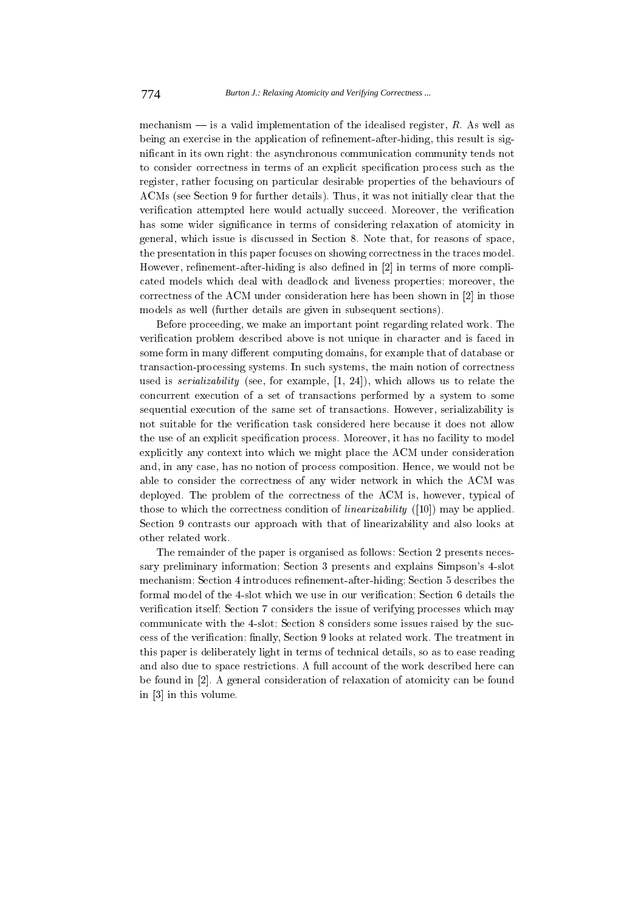mechanism — is a valid implementation of the idealised register, $R$. As well as being an exercise in the application of refinement-after-hiding, this result is significant in its own right: the asynchronous communication community tends not to consider correctness in terms of an explicit specification process such as the register, rather focusing on particular desirable properties of the behaviours of ACMs (see Section 9 for further details). Thus, it was not initially clear that the verification attempted here would actually succeed. Moreover, the verification has some wider significance in terms of considering relaxation of atomicity in general, which issue is discussed in Section 8. Note that, for reasons of space, the presentation in this paper focuses on showing correctness in the traces model. However, refinement-after-hiding is also defined in [2] in terms of more complicated models which deal with deadlock and liveness properties; moreover, the correctness of the ACM under consideration here has been shown in [2] in those models as well (further details are given in subsequent sections).

Before proceeding, we make an important point regarding related work. The verification problem described above is not unique in character and is faced in some form in many different computing domains, for example that of database or transaction-processing systems. In such systems, the main notion of correctness used is *serializability* (see, for example, [1, 24]), which allows us to relate the concurrent execution of a set of transactions performed by a system to some sequential execution of the same set of transactions. However, serializability is not suitable for the verification task considered here because it does not allow the use of an explicit specification process. Moreover, it has no facility to model explicitly any context into which we might place the ACM under consideration and, in any case, has no notion of process composition. Hence, we would not be able to consider the correctness of any wider network in which the ACM was deployed. The problem of the correctness of the ACM is, however, typical of those to which the correctness condition of *linearizability* ([10]) may be applied. Section 9 contrasts our approach with that of linearizability and also looks at other related work.

The remainder of the paper is organised as follows: Section 2 presents necessary preliminary information; Section 3 presents and explains Simpson's 4-slot mechanism; Section 4 introduces refinement-after-hiding; Section 5 describes the formal model of the 4-slot which we use in our verification; Section 6 details the verification itself; Section 7 considers the issue of verifying processes which may communicate with the 4-slot; Section 8 considers some issues raised by the success of the verification; finally, Section 9 looks at related work. The treatment in this paper is deliberately light in terms of technical details, so as to ease reading and also due to space restrictions. A full account of the work described here can be found in [2]. A general consideration of relaxation of atomicity can be found in [3] in this volume.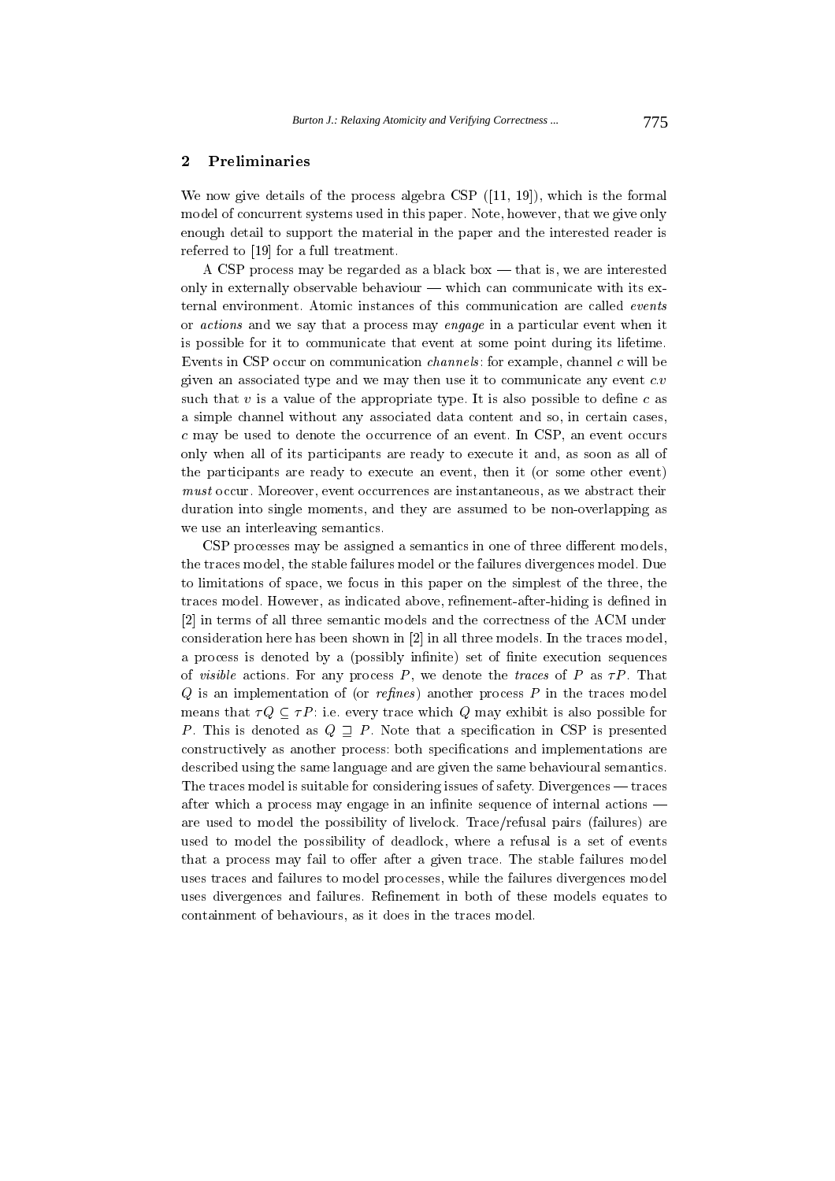## 2 Preliminaries

We now give details of the process algebra CSP ([11, 19]), which is the formal model of concurrent systems used in this paper. Note, however, that we give only enough detail to support the material in the paper and the interested reader is referred to [19] for a full treatment.

A CSP process may be regarded as a black box — that is, we are interested only in externally observable behaviour — which can communicate with its external environment. Atomic instances of this communication are called *events* or *actions* and we say that a process may *engage* in a particular event when it is possible for it to communicate that event at some point during its lifetime. Events in CSP occur on communication *channels*: for example, channel $c$ will be given an associated type and we may then use it to communicate any event $c.v$ such that $v$ is a value of the appropriate type. It is also possible to define $c$ as a simple channel without any associated data content and so, in certain cases, $c$ may be used to denote the occurrence of an event. In CSP, an event occurs only when all of its participants are ready to execute it and, as soon as all of the participants are ready to execute an event, then it (or some other event) *must* occur. Moreover, event occurrences are instantaneous, as we abstract their duration into single moments, and they are assumed to be non-overlapping as we use an interleaving semantics.

CSP processes may be assigned a semantics in one of three different models, the traces model, the stable failures model or the failures divergences model. Due to limitations of space, we focus in this paper on the simplest of the three, the traces model. However, as indicated above, refinement-after-hiding is defined in [2] in terms of all three semantic models and the correctness of the ACM under consideration here has been shown in [2] in all three models. In the traces model, a process is denoted by a (possibly infinite) set of finite execution sequences of *visible* actions. For any process $P$, we denote the *traces* of $P$ as $\tau P$. That $Q$ is an implementation of (or *refines*) another process $P$ in the traces model means that $\tau Q \subseteq \tau P$: i.e. every trace which $Q$ may exhibit is also possible for $P$. This is denoted as $Q \sqsupseteq P$. Note that a specification in CSP is presented constructively as another process: both specifications and implementations are described using the same language and are given the same behavioural semantics. The traces model is suitable for considering issues of safety. Divergences — traces after which a process may engage in an infinite sequence of internal actions — are used to model the possibility of livelock. Trace/refusal pairs (failures) are used to model the possibility of deadlock, where a refusal is a set of events that a process may fail to offer after a given trace. The stable failures model uses traces and failures to model processes, while the failures divergences model uses divergences and failures. Refinement in both of these models equates to containment of behaviours, as it does in the traces model.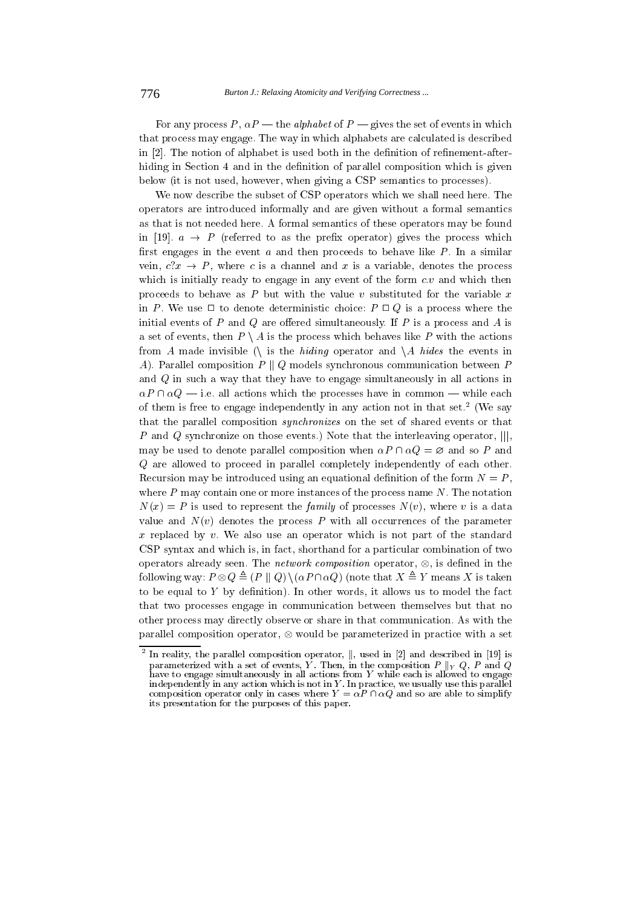For any process $P$, $\alpha P$ — the *alphabet* of $P$ — gives the set of events in which that process may engage. The way in which alphabets are calculated is described in [2]. The notion of alphabet is used both in the definition of refinement-after-hiding in Section 4 and in the definition of parallel composition which is given below (it is not used, however, when giving a CSP semantics to processes).

We now describe the subset of CSP operators which we shall need here. The operators are introduced informally and are given without a formal semantics as that is not needed here. A formal semantics of these operators may be found in [19]. $a \rightarrow P$ (referred to as the prefix operator) gives the process which first engages in the event $a$ and then proceeds to behave like $P$. In a similar vein, $c?x \rightarrow P$, where $c$ is a channel and $x$ is a variable, denotes the process which is initially ready to engage in any event of the form $c.v$ and which then proceeds to behave as $P$ but with the value $v$ substituted for the variable $x$ in $P$. We use $\Box$ to denote deterministic choice: $P \Box Q$ is a process where the initial events of $P$ and $Q$ are offered simultaneously. If $P$ is a process and $A$ is a set of events, then $P \setminus A$ is the process which behaves like $P$ with the actions from $A$ made invisible ($\setminus$ is the *hiding* operator and $\setminus A$ *hides* the events in $A$). Parallel composition $P \parallel Q$ models synchronous communication between $P$ and $Q$ in such a way that they have to engage simultaneously in all actions in $\alpha P \cap \alpha Q$ — i.e. all actions which the processes have in common — while each of them is free to engage independently in any action not in that set.[2] (We say that the parallel composition *synchronizes* on the set of shared events or that $P$ and $Q$ synchronize on those events.) Note that the interleaving operator, $|||$, may be used to denote parallel composition when $\alpha P \cap \alpha Q = \varnothing$ and so $P$ and $Q$ are allowed to proceed in parallel completely independently of each other. Recursion may be introduced using an equational definition of the form $N = P$, where $P$ may contain one or more instances of the process name $N$. The notation $N(x) = P$ is used to represent the *family* of processes $N(v)$, where $v$ is a data value and $N(v)$ denotes the process $P$ with all occurrences of the parameter $x$ replaced by $v$. We also use an operator which is not part of the standard CSP syntax and which is, in fact, shorthand for a particular combination of two operators already seen. The *network composition* operator, $\otimes$, is defined in the following way: $P \otimes Q \triangleq (P \parallel Q) \setminus (\alpha P \cap \alpha Q)$ (note that $X \triangleq Y$ means $X$ is taken to be equal to $Y$ by definition). In other words, it allows us to model the fact that two processes engage in communication between themselves but that no other process may directly observe or share in that communication. As with the parallel composition operator, $\otimes$ would be parameterized in practice with a set

[2] In reality, the parallel composition operator, $\parallel$, used in [2] and described in [19] is parameterized with a set of events, $Y$. Then, in the composition $P \parallel_Y Q$, $P$ and $Q$ have to engage simultaneously in all actions from $Y$ while each is allowed to engage independently in any action which is not in $Y$. In practice, we usually use this parallel composition operator only in cases where $Y = \alpha P \cap \alpha Q$ and so are able to simplify its presentation for the purposes of this paper.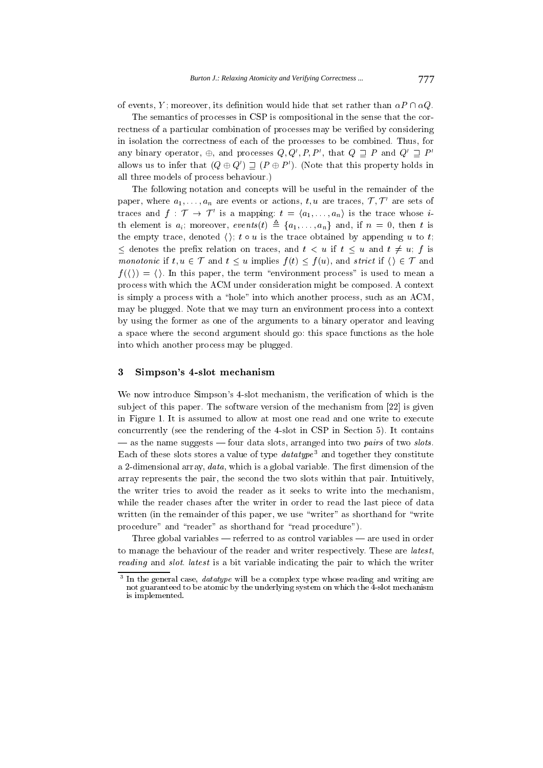of events, $Y$; moreover, its definition would hide that set rather than $\alpha P \cap \alpha Q$.

The semantics of processes in CSP is compositional in the sense that the correctness of a particular combination of processes may be verified by considering in isolation the correctness of each of the processes to be combined. Thus, for any binary operator, $\oplus$, and processes $Q, Q', P, P'$, that $Q \sqsupseteq P$ and $Q' \sqsupseteq P'$ allows us to infer that $(Q \oplus Q') \sqsupseteq (P \oplus P')$. (Note that this property holds in all three models of process behaviour.)

The following notation and concepts will be useful in the remainder of the paper, where $a_1, \ldots, a_n$ are events or actions, $t, u$ are traces, $\mathcal{T}, \mathcal{T}'$ are sets of traces and $f : \mathcal{T} \rightarrow \mathcal{T}'$ is a mapping: $t = \langle a_1, \ldots, a_n \rangle$ is the trace whose $i$-th element is $a_i$; moreover, $events(t) \triangleq \{a_1, \ldots, a_n\}$ and, if $n = 0$, then $t$ is the empty trace, denoted $\langle\rangle$; $t \circ u$ is the trace obtained by appending $u$ to $t$; $\leq$ denotes the prefix relation on traces, and $t < u$ if $t \leq u$ and $t \neq u$; $f$ is *monotonic* if $t, u \in \mathcal{T}$ and $t \leq u$ implies $f(t) \leq f(u)$, and *strict* if $\langle\rangle \in \mathcal{T}$ and $f(\langle\rangle) = \langle\rangle$. In this paper, the term "environment process" is used to mean a process with which the ACM under consideration might be composed. A context is simply a process with a "hole" into which another process, such as an ACM, may be plugged. Note that we may turn an environment process into a context by using the former as one of the arguments to a binary operator and leaving a space where the second argument should go: this space functions as the hole into which another process may be plugged.

## 3 Simpson's 4-slot mechanism

We now introduce Simpson's 4-slot mechanism, the verification of which is the subject of this paper. The software version of the mechanism from [22] is given in Figure 1. It is assumed to allow at most one read and one write to execute concurrently (see the rendering of the 4-slot in CSP in Section 5). It contains — as the name suggests — four data slots, arranged into two *pairs* of two *slots*. Each of these slots stores a value of type *datatype*[3] and together they constitute a 2-dimensional array, *data*, which is a global variable. The first dimension of the array represents the pair, the second the two slots within that pair. Intuitively, the writer tries to avoid the reader as it seeks to write into the mechanism, while the reader chases after the writer in order to read the last piece of data written (in the remainder of this paper, we use "writer" as shorthand for "write procedure" and "reader" as shorthand for "read procedure").

Three global variables — referred to as control variables — are used in order to manage the behaviour of the reader and writer respectively. These are *latest*, *reading* and *slot*. *latest* is a bit variable indicating the pair to which the writer

[3] In the general case, *datatype* will be a complex type whose reading and writing are not guaranteed to be atomic by the underlying system on which the 4-slot mechanism is implemented.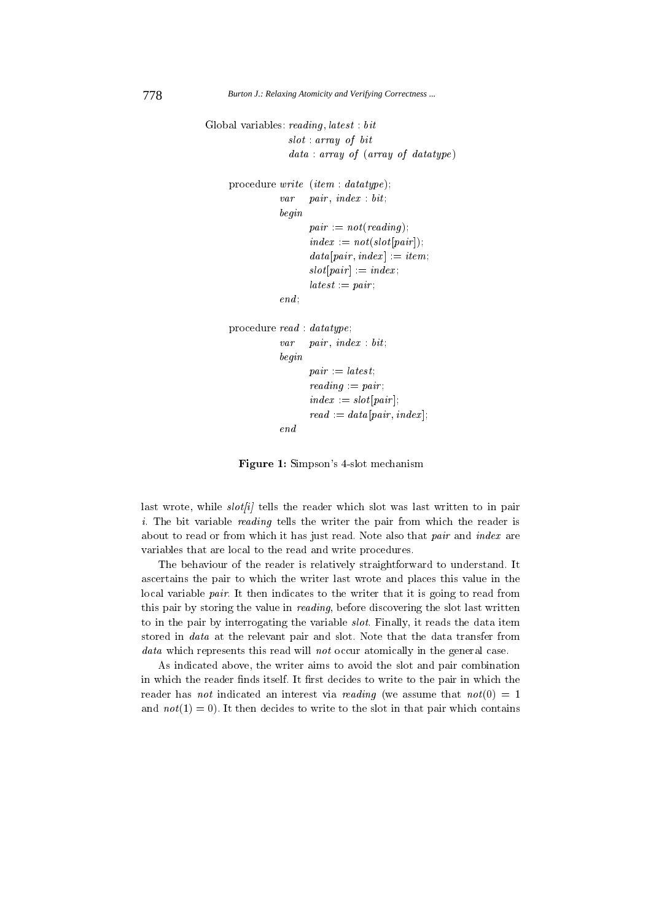```
Global variables: reading, latest : bit
                  slot : array of bit
                  data : array of (array of datatype)

    procedure write (item : datatype);
              var   pair, index : bit;
              begin
                    pair := not(reading);
                    index := not(slot[pair]);
                    data[pair, index] := item;
                    slot[pair] := index;
                    latest := pair;
              end;

    procedure read : datatype;
              var   pair, index : bit;
              begin
                    pair := latest;
                    reading := pair;
                    index := slot[pair];
                    read := data[pair, index];
              end
```

**Figure 1:** Simpson's 4-slot mechanism

last wrote, while *slot[i]* tells the reader which slot was last written to in pair *i*. The bit variable *reading* tells the writer the pair from which the reader is about to read or from which it has just read. Note also that *pair* and *index* are variables that are local to the read and write procedures.

The behaviour of the reader is relatively straightforward to understand. It ascertains the pair to which the writer last wrote and places this value in the local variable *pair*. It then indicates to the writer that it is going to read from this pair by storing the value in *reading*, before discovering the slot last written to in the pair by interrogating the variable *slot*. Finally, it reads the data item stored in *data* at the relevant pair and slot. Note that the data transfer from *data* which represents this read will *not* occur atomically in the general case.

As indicated above, the writer aims to avoid the slot and pair combination in which the reader finds itself. It first decides to write to the pair in which the reader has *not* indicated an interest via *reading* (we assume that $not(0) = 1$ and $not(1) = 0$). It then decides to write to the slot in that pair which contains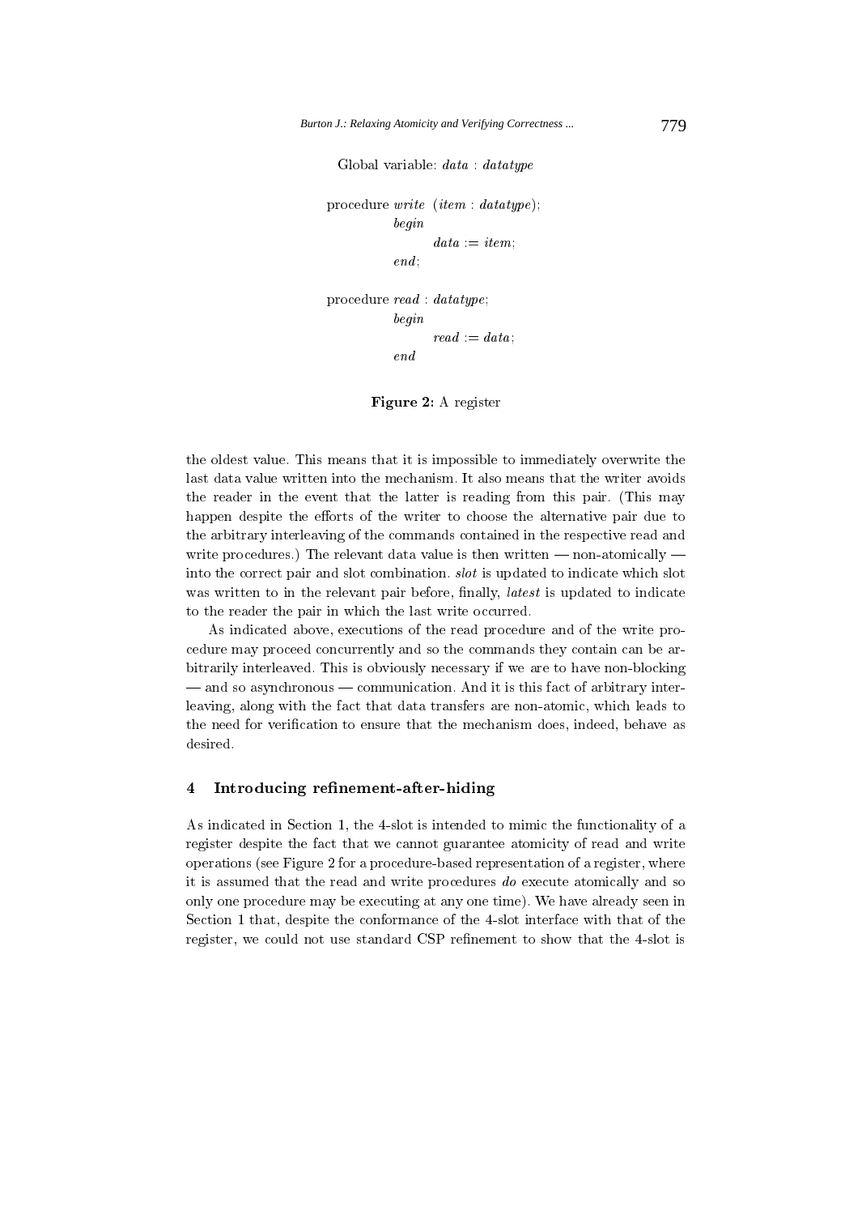```
Global variable: data : datatype

procedure write (item : datatype);
        begin
                data := item;
        end;

procedure read : datatype;
        begin
                read := data;
        end
```

**Figure 2:** A register

the oldest value. This means that it is impossible to immediately overwrite the last data value written into the mechanism. It also means that the writer avoids the reader in the event that the latter is reading from this pair. (This may happen despite the efforts of the writer to choose the alternative pair due to the arbitrary interleaving of the commands contained in the respective read and write procedures.) The relevant data value is then written — non-atomically — into the correct pair and slot combination. *slot* is updated to indicate which slot was written to in the relevant pair before, finally, *latest* is updated to indicate to the reader the pair in which the last write occurred.

As indicated above, executions of the read procedure and of the write procedure may proceed concurrently and so the commands they contain can be arbitrarily interleaved. This is obviously necessary if we are to have non-blocking — and so asynchronous — communication. And it is this fact of arbitrary interleaving, along with the fact that data transfers are non-atomic, which leads to the need for verification to ensure that the mechanism does, indeed, behave as desired.

## 4 Introducing refinement-after-hiding

As indicated in Section 1, the 4-slot is intended to mimic the functionality of a register despite the fact that we cannot guarantee atomicity of read and write operations (see Figure 2 for a procedure-based representation of a register, where it is assumed that the read and write procedures *do* execute atomically and so only one procedure may be executing at any one time). We have already seen in Section 1 that, despite the conformance of the 4-slot interface with that of the register, we could not use standard CSP refinement to show that the 4-slot is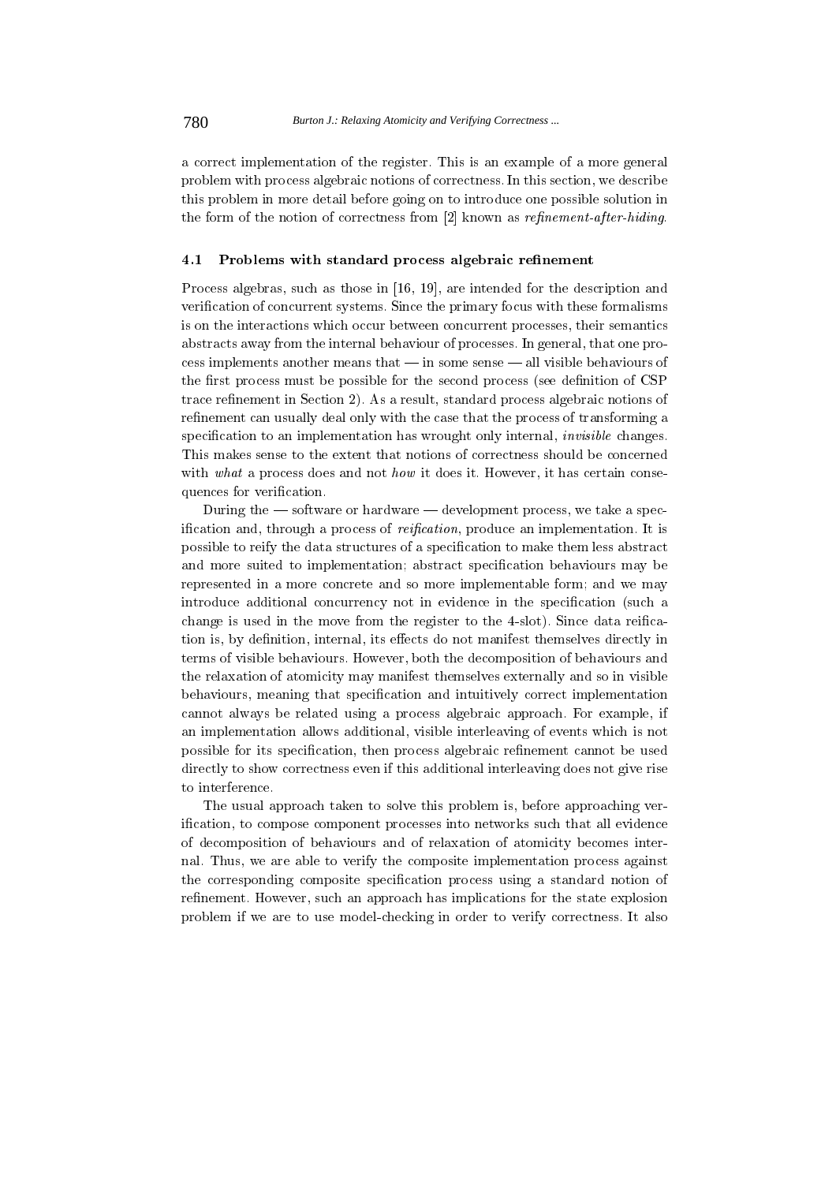a correct implementation of the register. This is an example of a more general problem with process algebraic notions of correctness. In this section, we describe this problem in more detail before going on to introduce one possible solution in the form of the notion of correctness from [2] known as *refinement-after-hiding*.

### 4.1 Problems with standard process algebraic refinement

Process algebras, such as those in [16, 19], are intended for the description and verification of concurrent systems. Since the primary focus with these formalisms is on the interactions which occur between concurrent processes, their semantics abstracts away from the internal behaviour of processes. In general, that one process implements another means that — in some sense — all visible behaviours of the first process must be possible for the second process (see definition of CSP trace refinement in Section 2). As a result, standard process algebraic notions of refinement can usually deal only with the case that the process of transforming a specification to an implementation has wrought only internal, *invisible* changes. This makes sense to the extent that notions of correctness should be concerned with *what* a process does and not *how* it does it. However, it has certain consequences for verification.

During the — software or hardware — development process, we take a specification and, through a process of *reification*, produce an implementation. It is possible to reify the data structures of a specification to make them less abstract and more suited to implementation; abstract specification behaviours may be represented in a more concrete and so more implementable form; and we may introduce additional concurrency not in evidence in the specification (such a change is used in the move from the register to the 4-slot). Since data reification is, by definition, internal, its effects do not manifest themselves directly in terms of visible behaviours. However, both the decomposition of behaviours and the relaxation of atomicity may manifest themselves externally and so in visible behaviours, meaning that specification and intuitively correct implementation cannot always be related using a process algebraic approach. For example, if an implementation allows additional, visible interleaving of events which is not possible for its specification, then process algebraic refinement cannot be used directly to show correctness even if this additional interleaving does not give rise to interference.

The usual approach taken to solve this problem is, before approaching verification, to compose component processes into networks such that all evidence of decomposition of behaviours and of relaxation of atomicity becomes internal. Thus, we are able to verify the composite implementation process against the corresponding composite specification process using a standard notion of refinement. However, such an approach has implications for the state explosion problem if we are to use model-checking in order to verify correctness. It also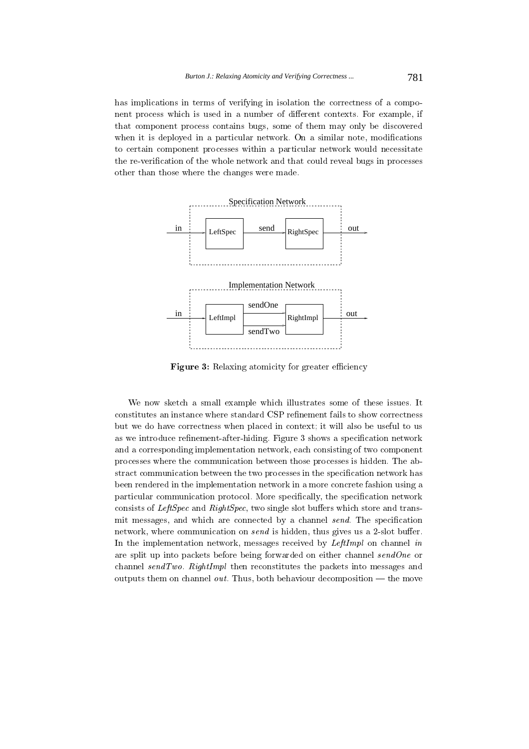has implications in terms of verifying in isolation the correctness of a component process which is used in a number of different contexts. For example, if that component process contains bugs, some of them may only be discovered when it is deployed in a particular network. On a similar note, modifications to certain component processes within a particular network would necessitate the re-verification of the whole network and that could reveal bugs in processes other than those where the changes were made.

**Figure 3:** Relaxing atomicity for greater efficiency

We now sketch a small example which illustrates some of these issues. It constitutes an instance where standard CSP refinement fails to show correctness but we do have correctness when placed in context; it will also be useful to us as we introduce refinement-after-hiding. Figure 3 shows a specification network and a corresponding implementation network, each consisting of two component processes where the communication between those processes is hidden. The abstract communication between the two processes in the specification network has been rendered in the implementation network in a more concrete fashion using a particular communication protocol. More specifically, the specification network consists of *LeftSpec* and *RightSpec*, two single slot buffers which store and transmit messages, and which are connected by a channel *send*. The specification network, where communication on *send* is hidden, thus gives us a 2-slot buffer. In the implementation network, messages received by *LeftImpl* on channel *in* are split up into packets before being forwarded on either channel *sendOne* or channel *sendTwo*. *RightImpl* then reconstitutes the packets into messages and outputs them on channel *out*. Thus, both behaviour decomposition — the move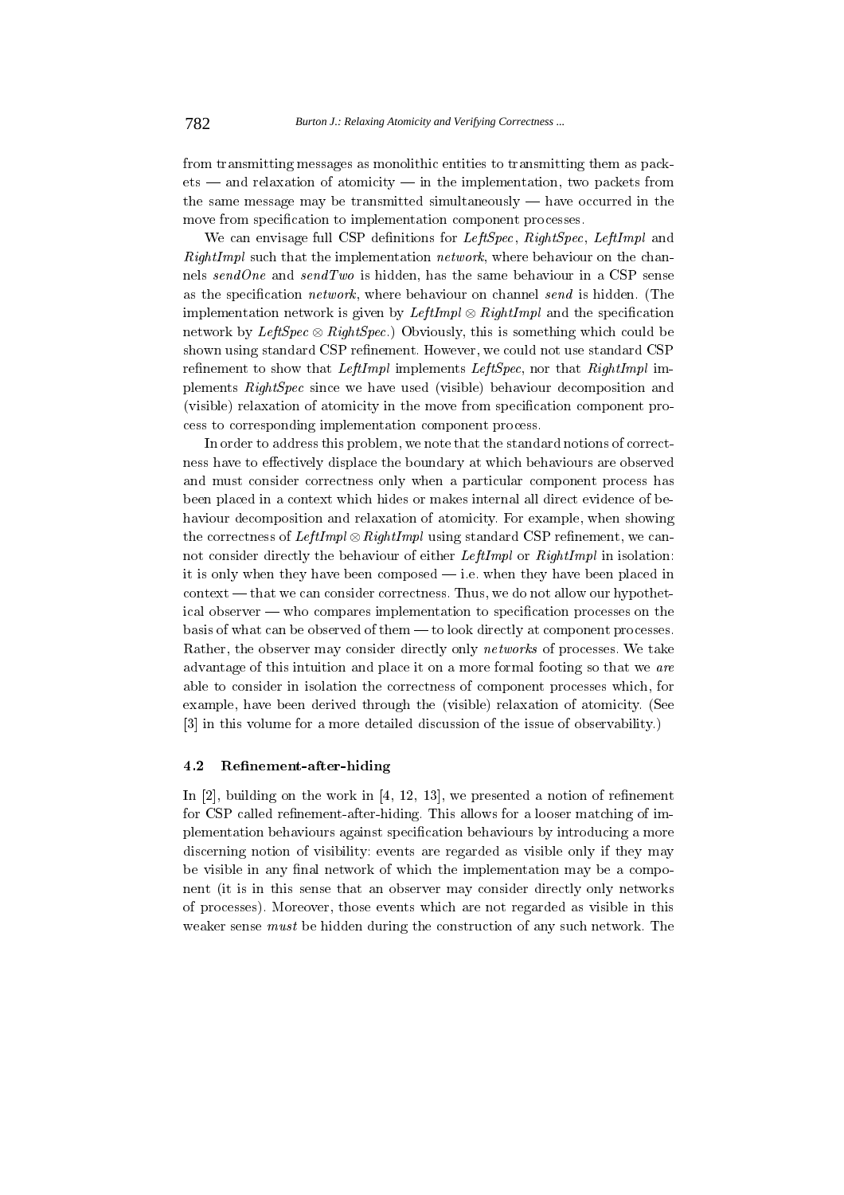from transmitting messages as monolithic entities to transmitting them as packets — and relaxation of atomicity — in the implementation, two packets from the same message may be transmitted simultaneously — have occurred in the move from specification to implementation component processes.

We can envisage full CSP definitions for *LeftSpec*, *RightSpec*, *LeftImpl* and *RightImpl* such that the implementation *network*, where behaviour on the channels *sendOne* and *sendTwo* is hidden, has the same behaviour in a CSP sense as the specification *network*, where behaviour on channel *send* is hidden. (The implementation network is given by $LeftImpl \otimes RightImpl$ and the specification network by $LeftSpec \otimes RightSpec$.) Obviously, this is something which could be shown using standard CSP refinement. However, we could not use standard CSP refinement to show that *LeftImpl* implements *LeftSpec*, nor that *RightImpl* implements *RightSpec* since we have used (visible) behaviour decomposition and (visible) relaxation of atomicity in the move from specification component process to corresponding implementation component process.

In order to address this problem, we note that the standard notions of correctness have to effectively displace the boundary at which behaviours are observed and must consider correctness only when a particular component process has been placed in a context which hides or makes internal all direct evidence of behaviour decomposition and relaxation of atomicity. For example, when showing the correctness of $LeftImpl \otimes RightImpl$ using standard CSP refinement, we cannot consider directly the behaviour of either *LeftImpl* or *RightImpl* in isolation: it is only when they have been composed — i.e. when they have been placed in context — that we can consider correctness. Thus, we do not allow our hypothetical observer — who compares implementation to specification processes on the basis of what can be observed of them — to look directly at component processes. Rather, the observer may consider directly only *networks* of processes. We take advantage of this intuition and place it on a more formal footing so that we *are* able to consider in isolation the correctness of component processes which, for example, have been derived through the (visible) relaxation of atomicity. (See [3] in this volume for a more detailed discussion of the issue of observability.)

### 4.2 Refinement-after-hiding

In [2], building on the work in [4, 12, 13], we presented a notion of refinement for CSP called refinement-after-hiding. This allows for a looser matching of implementation behaviours against specification behaviours by introducing a more discerning notion of visibility: events are regarded as visible only if they may be visible in any final network of which the implementation may be a component (it is in this sense that an observer may consider directly only networks of processes). Moreover, those events which are not regarded as visible in this weaker sense *must* be hidden during the construction of any such network. The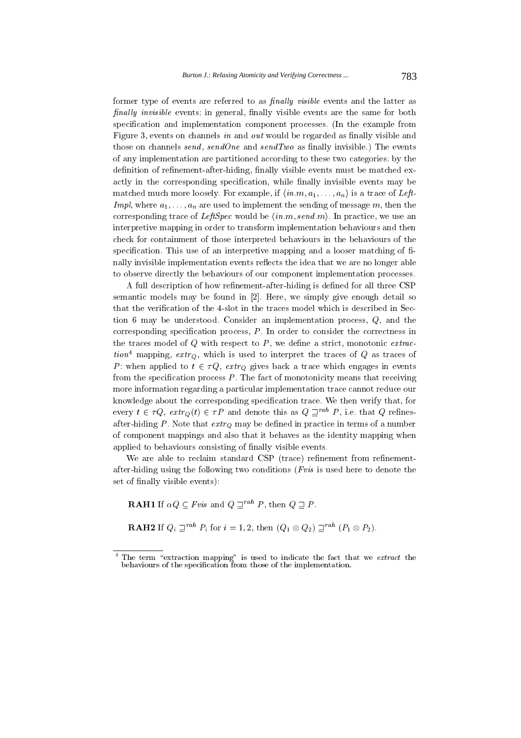former type of events are referred to as *finally visible* events and the latter as *finally invisible* events; in general, finally visible events are the same for both specification and implementation component processes. (In the example from Figure 3, events on channels *in* and *out* would be regarded as finally visible and those on channels *send*, *sendOne* and *sendTwo* as finally invisible.) The events of any implementation are partitioned according to these two categories; by the definition of refinement-after-hiding, finally visible events must be matched exactly in the corresponding specification, while finally invisible events may be matched much more loosely. For example, if $\langle in.m, a_1, \ldots, a_n \rangle$ is a trace of *LeftImpl*, where $a_1, \ldots, a_n$ are used to implement the sending of message $m$, then the corresponding trace of *LeftSpec* would be $\langle in.m, send.m \rangle$. In practice, we use an interpretive mapping in order to transform implementation behaviours and then check for containment of those interpreted behaviours in the behaviours of the specification. This use of an interpretive mapping and a looser matching of finally invisible implementation events reflects the idea that we are no longer able to observe directly the behaviours of our component implementation processes.

A full description of how refinement-after-hiding is defined for all three CSP semantic models may be found in [2]. Here, we simply give enough detail so that the verification of the 4-slot in the traces model which is described in Section 6 may be understood. Consider an implementation process, $Q$, and the corresponding specification process, $P$. In order to consider the correctness in the traces model of $Q$ with respect to $P$, we define a strict, monotonic *extraction*[4] mapping, $extr_Q$, which is used to interpret the traces of $Q$ as traces of $P$: when applied to $t \in \tau Q$, $extr_Q$ gives back a trace which engages in events from the specification process $P$. The fact of monotonicity means that receiving more information regarding a particular implementation trace cannot reduce our knowledge about the corresponding specification trace. We then verify that, for every $t \in \tau Q$, $extr_Q(t) \in \tau P$ and denote this as $Q \sqsupseteq^{rah} P$, i.e. that $Q$ refines-after-hiding $P$. Note that $extr_Q$ may be defined in practice in terms of a number of component mappings and also that it behaves as the identity mapping when applied to behaviours consisting of finally visible events.

We are able to reclaim standard CSP (trace) refinement from refinement-after-hiding using the following two conditions (*Fvis* is used here to denote the set of finally visible events):

**RAH1** If $\alpha Q \subseteq Fvis$ and $Q \sqsupseteq^{rah} P$, then $Q \sqsupseteq P$.

**RAH2** If $Q_i \sqsupseteq^{rah} P_i$ for $i = 1, 2$, then $(Q_1 \otimes Q_2) \sqsupseteq^{rah} (P_1 \otimes P_2)$.

---

[4] The term "extraction mapping" is used to indicate the fact that we *extract* the behaviours of the specification from those of the implementation.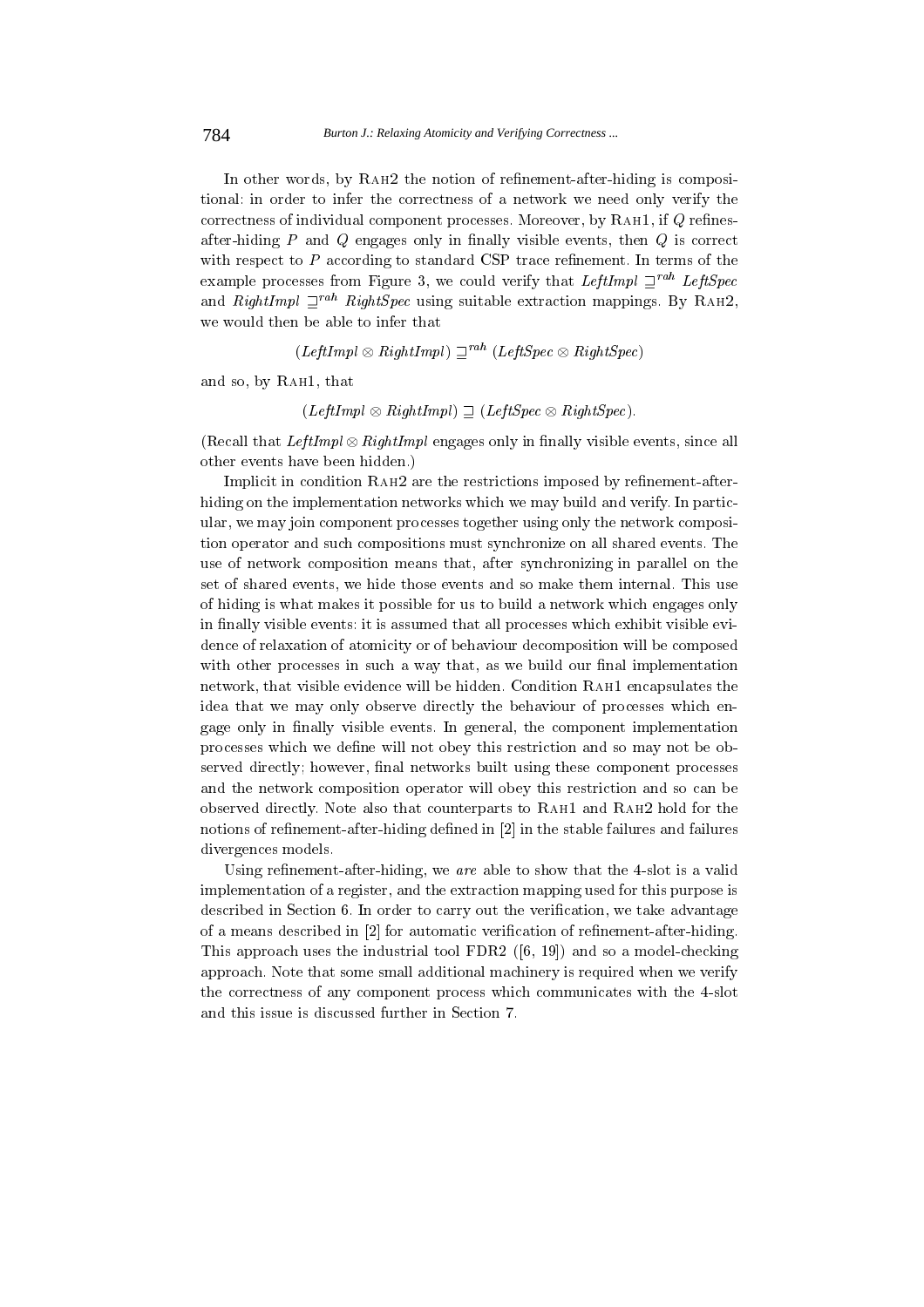In other words, by Rah2 the notion of refinement-after-hiding is compositional: in order to infer the correctness of a network we need only verify the correctness of individual component processes. Moreover, by Rah1, if $Q$ refines-after-hiding $P$ and $Q$ engages only in finally visible events, then $Q$ is correct with respect to $P$ according to standard CSP trace refinement. In terms of the example processes from Figure 3, we could verify that $\mathit{LeftImpl} \sqsupseteq^{rah} \mathit{LeftSpec}$ and $\mathit{RightImpl} \sqsupseteq^{rah} \mathit{RightSpec}$ using suitable extraction mappings. By Rah2, we would then be able to infer that

$$(\mathit{LeftImpl} \otimes \mathit{RightImpl}) \sqsupseteq^{rah} (\mathit{LeftSpec} \otimes \mathit{RightSpec})$$

and so, by Rah1, that

$$(\mathit{LeftImpl} \otimes \mathit{RightImpl}) \sqsupseteq (\mathit{LeftSpec} \otimes \mathit{RightSpec}).$$

(Recall that $\mathit{LeftImpl} \otimes \mathit{RightImpl}$ engages only in finally visible events, since all other events have been hidden.)

Implicit in condition Rah2 are the restrictions imposed by refinement-after-hiding on the implementation networks which we may build and verify. In particular, we may join component processes together using only the network composition operator and such compositions must synchronize on all shared events. The use of network composition means that, after synchronizing in parallel on the set of shared events, we hide those events and so make them internal. This use of hiding is what makes it possible for us to build a network which engages only in finally visible events: it is assumed that all processes which exhibit visible evidence of relaxation of atomicity or of behaviour decomposition will be composed with other processes in such a way that, as we build our final implementation network, that visible evidence will be hidden. Condition Rah1 encapsulates the idea that we may only observe directly the behaviour of processes which engage only in finally visible events. In general, the component implementation processes which we define will not obey this restriction and so may not be observed directly; however, final networks built using these component processes and the network composition operator will obey this restriction and so can be observed directly. Note also that counterparts to Rah1 and Rah2 hold for the notions of refinement-after-hiding defined in [2] in the stable failures and failures divergences models.

Using refinement-after-hiding, we *are* able to show that the 4-slot is a valid implementation of a register, and the extraction mapping used for this purpose is described in Section 6. In order to carry out the verification, we take advantage of a means described in [2] for automatic verification of refinement-after-hiding. This approach uses the industrial tool FDR2 ([6, 19]) and so a model-checking approach. Note that some small additional machinery is required when we verify the correctness of any component process which communicates with the 4-slot and this issue is discussed further in Section 7.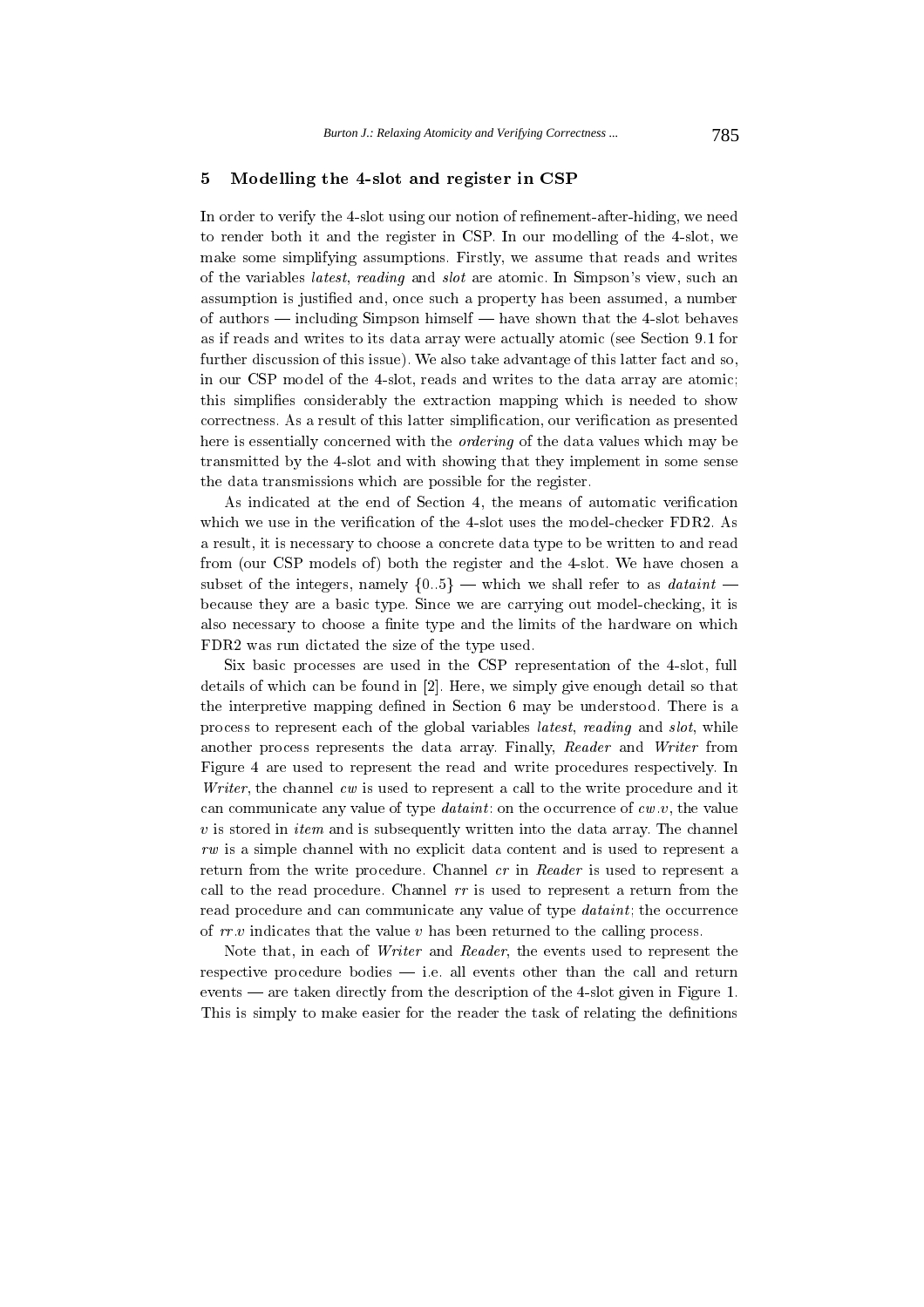## 5 Modelling the 4-slot and register in CSP

In order to verify the 4-slot using our notion of refinement-after-hiding, we need to render both it and the register in CSP. In our modelling of the 4-slot, we make some simplifying assumptions. Firstly, we assume that reads and writes of the variables *latest*, *reading* and *slot* are atomic. In Simpson's view, such an assumption is justified and, once such a property has been assumed, a number of authors — including Simpson himself — have shown that the 4-slot behaves as if reads and writes to its data array were actually atomic (see Section 9.1 for further discussion of this issue). We also take advantage of this latter fact and so, in our CSP model of the 4-slot, reads and writes to the data array are atomic; this simplifies considerably the extraction mapping which is needed to show correctness. As a result of this latter simplification, our verification as presented here is essentially concerned with the *ordering* of the data values which may be transmitted by the 4-slot and with showing that they implement in some sense the data transmissions which are possible for the register.

As indicated at the end of Section 4, the means of automatic verification which we use in the verification of the 4-slot uses the model-checker FDR2. As a result, it is necessary to choose a concrete data type to be written to and read from (our CSP models of) both the register and the 4-slot. We have chosen a subset of the integers, namely $\{0..5\}$ — which we shall refer to as *dataint* — because they are a basic type. Since we are carrying out model-checking, it is also necessary to choose a finite type and the limits of the hardware on which FDR2 was run dictated the size of the type used.

Six basic processes are used in the CSP representation of the 4-slot, full details of which can be found in [2]. Here, we simply give enough detail so that the interpretive mapping defined in Section 6 may be understood. There is a process to represent each of the global variables *latest*, *reading* and *slot*, while another process represents the data array. Finally, *Reader* and *Writer* from Figure 4 are used to represent the read and write procedures respectively. In *Writer*, the channel *cw* is used to represent a call to the write procedure and it can communicate any value of type *dataint*: on the occurrence of $cw.v$, the value $v$ is stored in *item* and is subsequently written into the data array. The channel *rw* is a simple channel with no explicit data content and is used to represent a return from the write procedure. Channel *cr* in *Reader* is used to represent a call to the read procedure. Channel *rr* is used to represent a return from the read procedure and can communicate any value of type *dataint*; the occurrence of $rr.v$ indicates that the value $v$ has been returned to the calling process.

Note that, in each of *Writer* and *Reader*, the events used to represent the respective procedure bodies — i.e. all events other than the call and return events — are taken directly from the description of the 4-slot given in Figure 1. This is simply to make easier for the reader the task of relating the definitions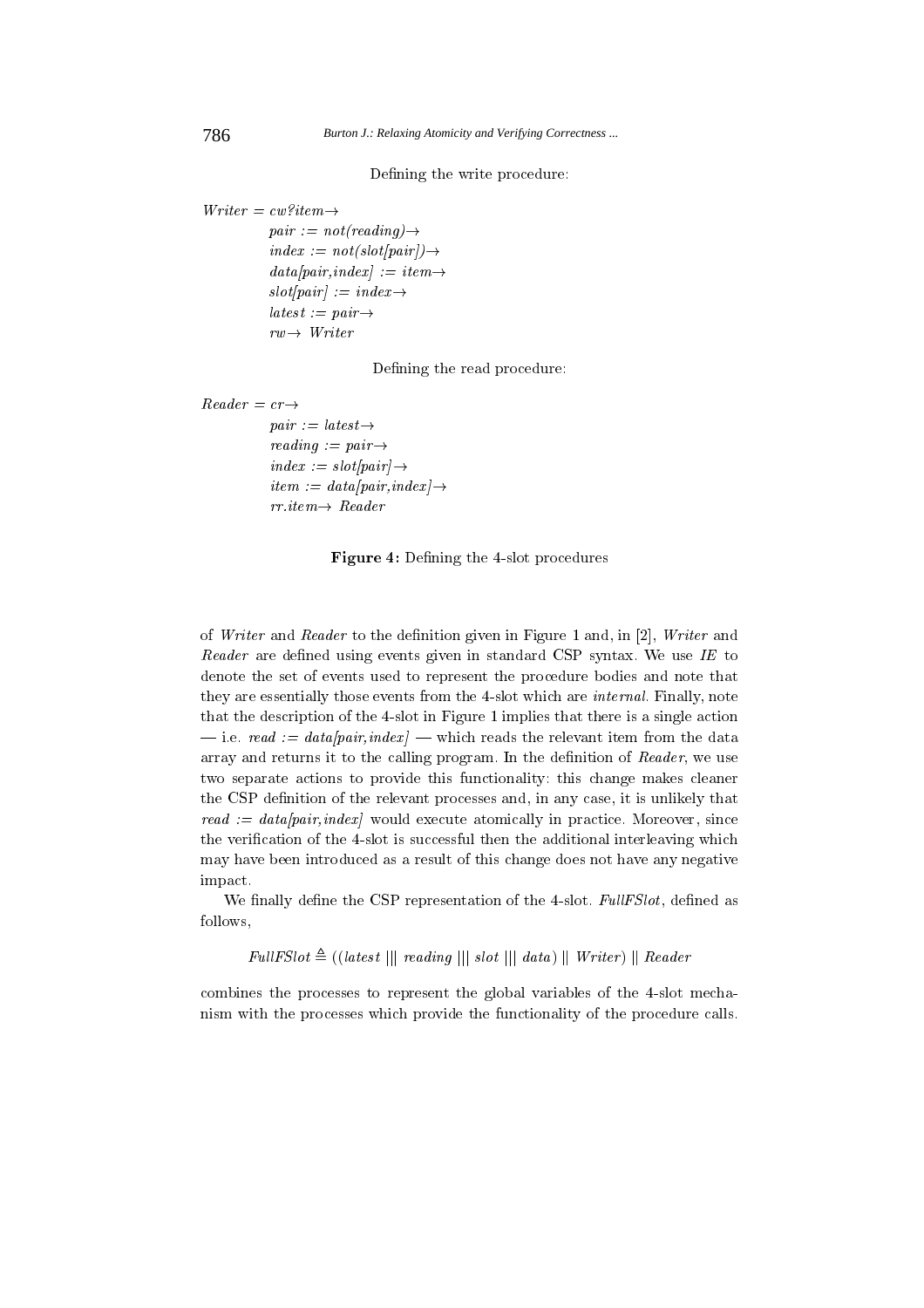Defining the write procedure:

$Writer = cw?item \rightarrow$
$\quad pair := not(reading) \rightarrow$
$\quad index := not(slot[pair]) \rightarrow$
$\quad data[pair, index] := item \rightarrow$
$\quad slot[pair] := index \rightarrow$
$\quad latest := pair \rightarrow$
$\quad rw \rightarrow Writer$

Defining the read procedure:

$Reader = cr \rightarrow$
$\quad pair := latest \rightarrow$
$\quad reading := pair \rightarrow$
$\quad index := slot[pair] \rightarrow$
$\quad item := data[pair, index] \rightarrow$
$\quad rr.item \rightarrow Reader$

**Figure 4:** Defining the 4-slot procedures

of *Writer* and *Reader* to the definition given in Figure 1 and, in [2], *Writer* and *Reader* are defined using events given in standard CSP syntax. We use *IE* to denote the set of events used to represent the procedure bodies and note that they are essentially those events from the 4-slot which are *internal*. Finally, note that the description of the 4-slot in Figure 1 implies that there is a single action — i.e. *read := data[pair, index]* — which reads the relevant item from the data array and returns it to the calling program. In the definition of *Reader*, we use two separate actions to provide this functionality: this change makes cleaner the CSP definition of the relevant processes and, in any case, it is unlikely that *read := data[pair, index]* would execute atomically in practice. Moreover, since the verification of the 4-slot is successful then the additional interleaving which may have been introduced as a result of this change does not have any negative impact.

We finally define the CSP representation of the 4-slot. *FullFSlot*, defined as follows,

$$FullFSlot \triangleq ((latest \; ||| \; reading \; ||| \; slot \; ||| \; data) \parallel Writer) \parallel Reader$$

combines the processes to represent the global variables of the 4-slot mechanism with the processes which provide the functionality of the procedure calls.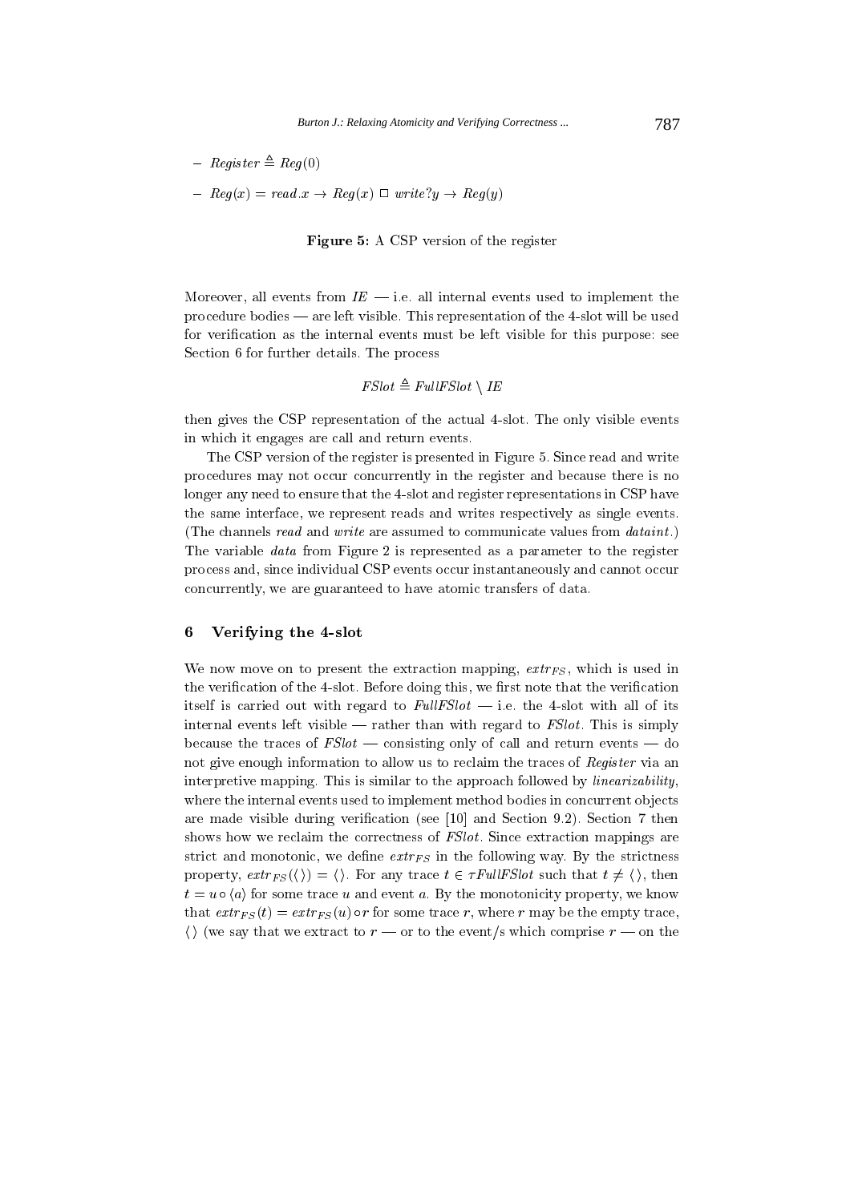- $Register \triangleq Reg(0)$
- $Reg(x) = read.x \rightarrow Reg(x) \;\square\; write?y \rightarrow Reg(y)$

**Figure 5:** A CSP version of the register

Moreover, all events from $IE$ — i.e. all internal events used to implement the procedure bodies — are left visible. This representation of the 4-slot will be used for verification as the internal events must be left visible for this purpose: see Section 6 for further details. The process

$$FSlot \triangleq FullFSlot \setminus IE$$

then gives the CSP representation of the actual 4-slot. The only visible events in which it engages are call and return events.

The CSP version of the register is presented in Figure 5. Since read and write procedures may not occur concurrently in the register and because there is no longer any need to ensure that the 4-slot and register representations in CSP have the same interface, we represent reads and writes respectively as single events. (The channels *read* and *write* are assumed to communicate values from *dataint*.) The variable *data* from Figure 2 is represented as a parameter to the register process and, since individual CSP events occur instantaneously and cannot occur concurrently, we are guaranteed to have atomic transfers of data.

## 6 Verifying the 4-slot

We now move on to present the extraction mapping, $extr_{FS}$, which is used in the verification of the 4-slot. Before doing this, we first note that the verification itself is carried out with regard to *FullFSlot* — i.e. the 4-slot with all of its internal events left visible — rather than with regard to *FSlot*. This is simply because the traces of *FSlot* — consisting only of call and return events — do not give enough information to allow us to reclaim the traces of *Register* via an interpretive mapping. This is similar to the approach followed by *linearizability*, where the internal events used to implement method bodies in concurrent objects are made visible during verification (see [10] and Section 9.2). Section 7 then shows how we reclaim the correctness of *FSlot*. Since extraction mappings are strict and monotonic, we define $extr_{FS}$ in the following way. By the strictness property, $extr_{FS}(\langle\rangle) = \langle\rangle$. For any trace $t \in \tau FullFSlot$ such that $t \neq \langle\rangle$, then $t = u \circ \langle a \rangle$ for some trace $u$ and event $a$. By the monotonicity property, we know that $extr_{FS}(t) = extr_{FS}(u) \circ r$ for some trace $r$, where $r$ may be the empty trace, $\langle\rangle$ (we say that we extract to $r$ — or to the event/s which comprise $r$ — on the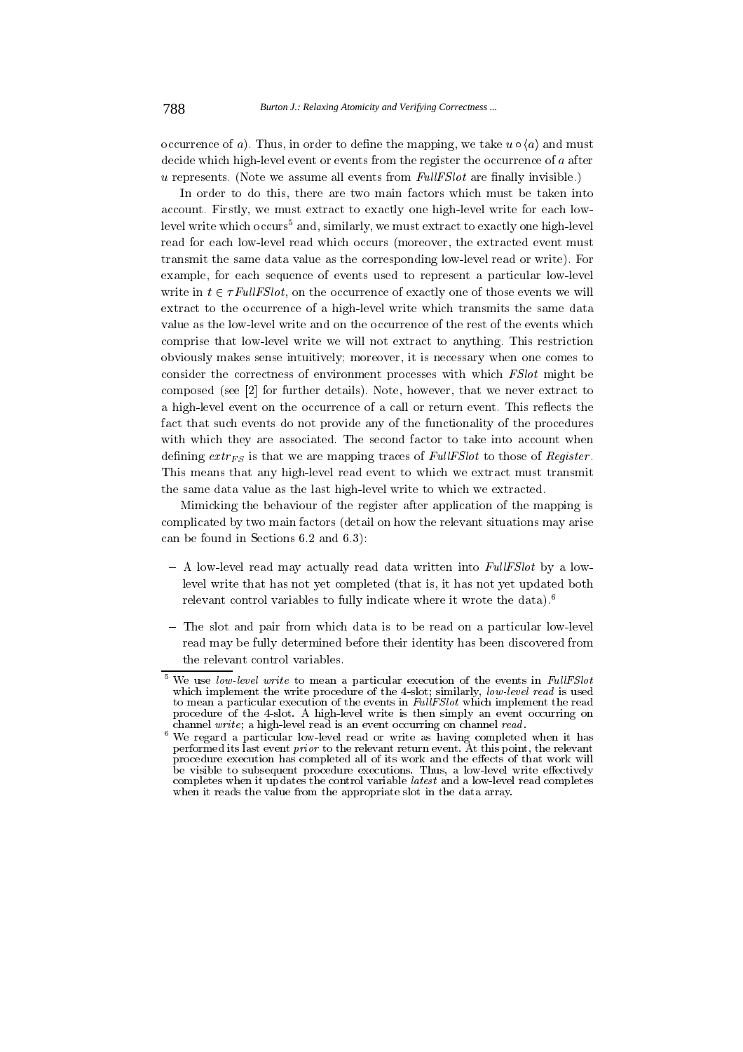occurrence of $a$). Thus, in order to define the mapping, we take $u \circ \langle a \rangle$ and must decide which high-level event or events from the register the occurrence of $a$ after $u$ represents. (Note we assume all events from *FullFSlot* are finally invisible.)

In order to do this, there are two main factors which must be taken into account. Firstly, we must extract to exactly one high-level write for each low-level write which occurs[5] and, similarly, we must extract to exactly one high-level read for each low-level read which occurs (moreover, the extracted event must transmit the same data value as the corresponding low-level read or write). For example, for each sequence of events used to represent a particular low-level write in $t \in \tau FullFSlot$, on the occurrence of exactly one of those events we will extract to the occurrence of a high-level write which transmits the same data value as the low-level write and on the occurrence of the rest of the events which comprise that low-level write we will not extract to anything. This restriction obviously makes sense intuitively; moreover, it is necessary when one comes to consider the correctness of environment processes with which *FSlot* might be composed (see [2] for further details). Note, however, that we never extract to a high-level event on the occurrence of a call or return event. This reflects the fact that such events do not provide any of the functionality of the procedures with which they are associated. The second factor to take into account when defining $extr_{FS}$ is that we are mapping traces of *FullFSlot* to those of *Register*. This means that any high-level read event to which we extract must transmit the same data value as the last high-level write to which we extracted.

Mimicking the behaviour of the register after application of the mapping is complicated by two main factors (detail on how the relevant situations may arise can be found in Sections 6.2 and 6.3):

- A low-level read may actually read data written into *FullFSlot* by a low-level write that has not yet completed (that is, it has not yet updated both relevant control variables to fully indicate where it wrote the data).[6]
- The slot and pair from which data is to be read on a particular low-level read may be fully determined before their identity has been discovered from the relevant control variables.

[5] We use *low-level write* to mean a particular execution of the events in *FullFSlot* which implement the write procedure of the 4-slot; similarly, *low-level read* is used to mean a particular execution of the events in *FullFSlot* which implement the read procedure of the 4-slot. A high-level write is then simply an event occurring on channel *write*; a high-level read is an event occurring on channel *read*.

[6] We regard a particular low-level read or write as having completed when it has performed its last event *prior* to the relevant return event. At this point, the relevant procedure execution has completed all of its work and the effects of that work will be visible to subsequent procedure executions. Thus, a low-level write effectively completes when it updates the control variable *latest* and a low-level read completes when it reads the value from the appropriate slot in the data array.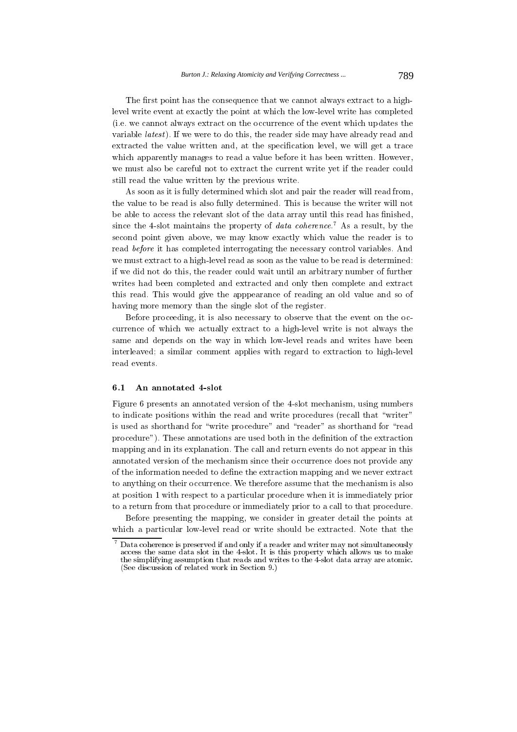The first point has the consequence that we cannot always extract to a high-level write event at exactly the point at which the low-level write has completed (i.e. we cannot always extract on the occurrence of the event which updates the variable *latest*). If we were to do this, the reader side may have already read and extracted the value written and, at the specification level, we will get a trace which apparently manages to read a value before it has been written. However, we must also be careful not to extract the current write yet if the reader could still read the value written by the previous write.

As soon as it is fully determined which slot and pair the reader will read from, the value to be read is also fully determined. This is because the writer will not be able to access the relevant slot of the data array until this read has finished, since the 4-slot maintains the property of *data coherence*.[7] As a result, by the second point given above, we may know exactly which value the reader is to read *before* it has completed interrogating the necessary control variables. And we must extract to a high-level read as soon as the value to be read is determined: if we did not do this, the reader could wait until an arbitrary number of further writes had been completed and extracted and only then complete and extract this read. This would give the apppearance of reading an old value and so of having more memory than the single slot of the register.

Before proceeding, it is also necessary to observe that the event on the occurrence of which we actually extract to a high-level write is not always the same and depends on the way in which low-level reads and writes have been interleaved; a similar comment applies with regard to extraction to high-level read events.

### 6.1 An annotated 4-slot

Figure 6 presents an annotated version of the 4-slot mechanism, using numbers to indicate positions within the read and write procedures (recall that "writer" is used as shorthand for "write procedure" and "reader" as shorthand for "read procedure"). These annotations are used both in the definition of the extraction mapping and in its explanation. The call and return events do not appear in this annotated version of the mechanism since their occurrence does not provide any of the information needed to define the extraction mapping and we never extract to anything on their occurrence. We therefore assume that the mechanism is also at position 1 with respect to a particular procedure when it is immediately prior to a return from that procedure or immediately prior to a call to that procedure.

Before presenting the mapping, we consider in greater detail the points at which a particular low-level read or write should be extracted. Note that the

[7] Data coherence is preserved if and only if a reader and writer may not simultaneously access the same data slot in the 4-slot. It is this property which allows us to make the simplifying assumption that reads and writes to the 4-slot data array are atomic. (See discussion of related work in Section 9.)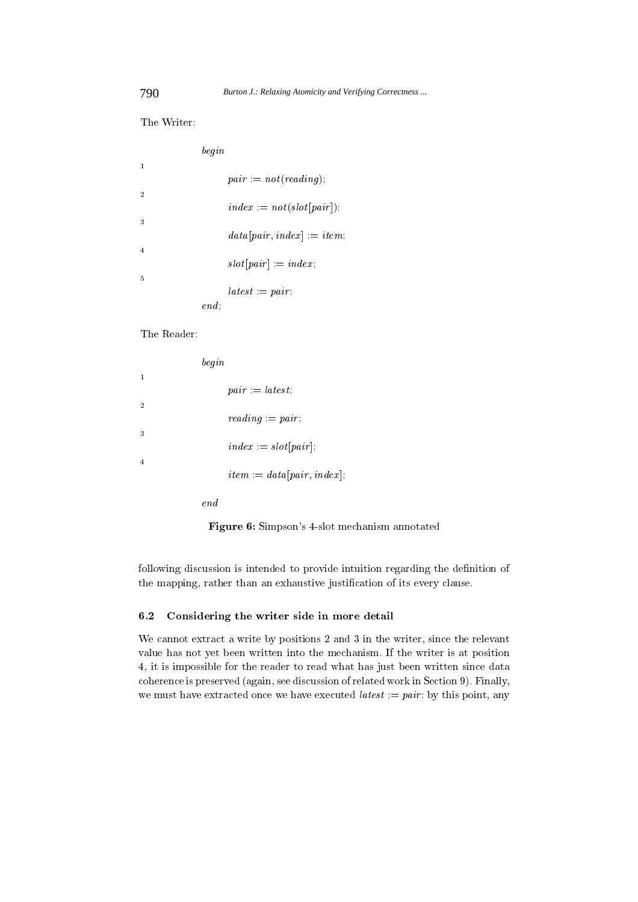The Writer:

```
      begin
1
            pair := not(reading);
2
            index := not(slot[pair]);
3
            data[pair, index] := item;
4
            slot[pair] := index;
5
            latest := pair;
      end;
```

The Reader:

```
      begin
1
            pair := latest;
2
            reading := pair;
3
            index := slot[pair];
4
            item := data[pair, index];

      end
```

**Figure 6:** Simpson's 4-slot mechanism annotated

following discussion is intended to provide intuition regarding the definition of the mapping, rather than an exhaustive justification of its every clause.

### 6.2 Considering the writer side in more detail

We cannot extract a write by positions 2 and 3 in the writer, since the relevant value has not yet been written into the mechanism. If the writer is at position 4, it is impossible for the reader to read what has just been written since data coherence is preserved (again, see discussion of related work in Section 9). Finally, we must have extracted once we have executed $latest := pair$: by this point, any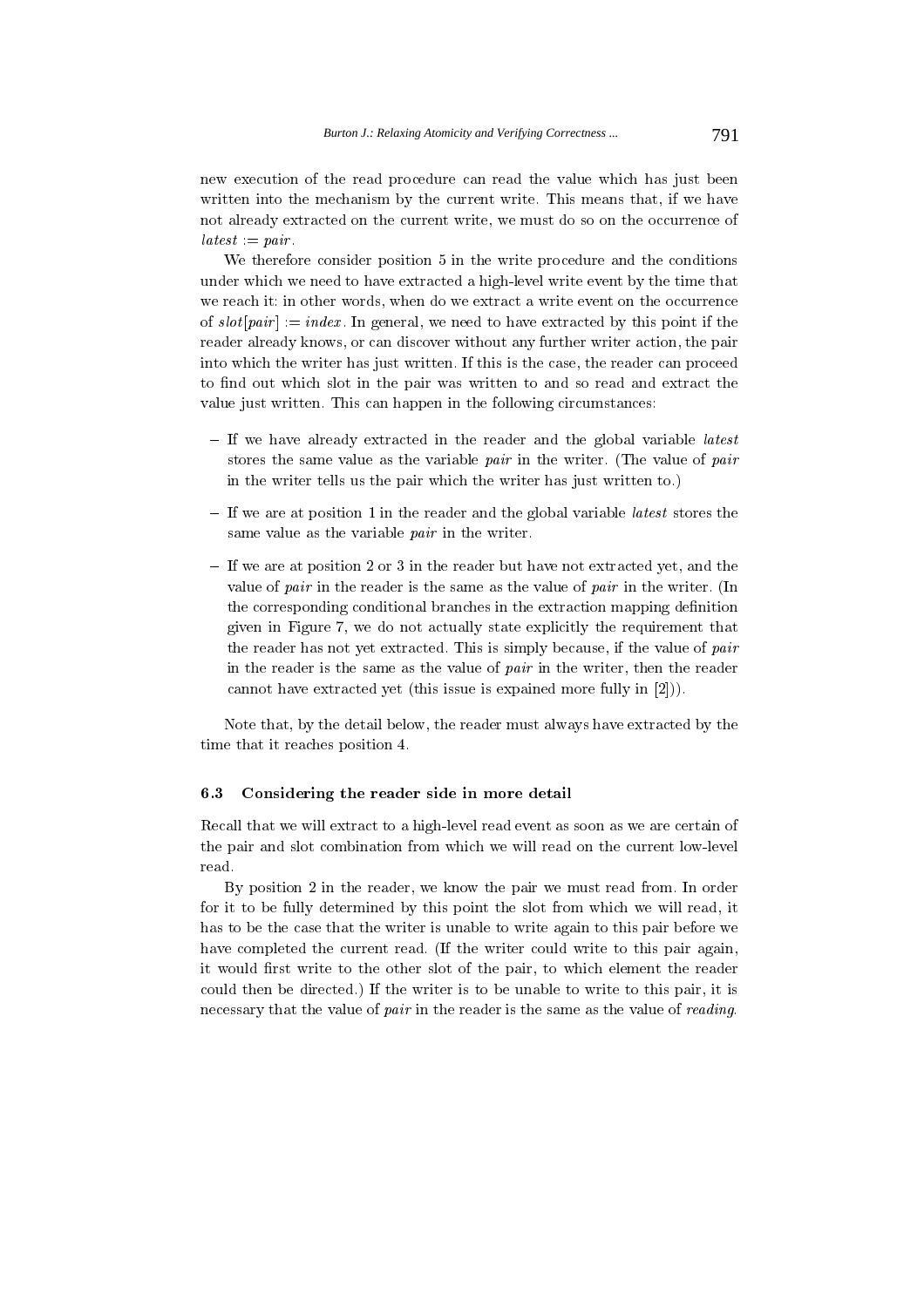new execution of the read procedure can read the value which has just been written into the mechanism by the current write. This means that, if we have not already extracted on the current write, we must do so on the occurrence of $latest := pair$.

We therefore consider position 5 in the write procedure and the conditions under which we need to have extracted a high-level write event by the time that we reach it: in other words, when do we extract a write event on the occurrence of $slot[pair] := index$. In general, we need to have extracted by this point if the reader already knows, or can discover without any further writer action, the pair into which the writer has just written. If this is the case, the reader can proceed to find out which slot in the pair was written to and so read and extract the value just written. This can happen in the following circumstances:

- If we have already extracted in the reader and the global variable *latest* stores the same value as the variable *pair* in the writer. (The value of *pair* in the writer tells us the pair which the writer has just written to.)
- If we are at position 1 in the reader and the global variable *latest* stores the same value as the variable *pair* in the writer.
- If we are at position 2 or 3 in the reader but have not extracted yet, and the value of *pair* in the reader is the same as the value of *pair* in the writer. (In the corresponding conditional branches in the extraction mapping definition given in Figure 7, we do not actually state explicitly the requirement that the reader has not yet extracted. This is simply because, if the value of *pair* in the reader is the same as the value of *pair* in the writer, then the reader cannot have extracted yet (this issue is expained more fully in [2])).

Note that, by the detail below, the reader must always have extracted by the time that it reaches position 4.

### 6.3 Considering the reader side in more detail

Recall that we will extract to a high-level read event as soon as we are certain of the pair and slot combination from which we will read on the current low-level read.

By position 2 in the reader, we know the pair we must read from. In order for it to be fully determined by this point the slot from which we will read, it has to be the case that the writer is unable to write again to this pair before we have completed the current read. (If the writer could write to this pair again, it would first write to the other slot of the pair, to which element the reader could then be directed.) If the writer is to be unable to write to this pair, it is necessary that the value of *pair* in the reader is the same as the value of *reading*.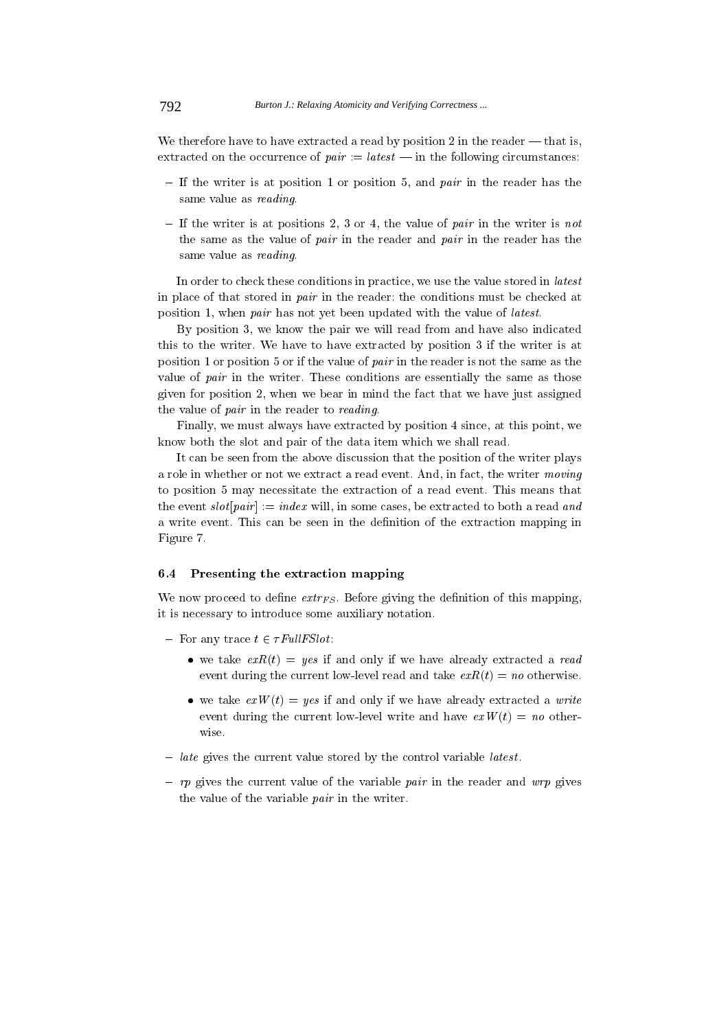We therefore have to have extracted a read by position 2 in the reader — that is, extracted on the occurrence of $pair := latest$ — in the following circumstances:

- If the writer is at position 1 or position 5, and *pair* in the reader has the same value as *reading*.
- If the writer is at positions 2, 3 or 4, the value of *pair* in the writer is *not* the same as the value of *pair* in the reader and *pair* in the reader has the same value as *reading*.

In order to check these conditions in practice, we use the value stored in *latest* in place of that stored in *pair* in the reader: the conditions must be checked at position 1, when *pair* has not yet been updated with the value of *latest*.

By position 3, we know the pair we will read from and have also indicated this to the writer. We have to have extracted by position 3 if the writer is at position 1 or position 5 or if the value of *pair* in the reader is not the same as the value of *pair* in the writer. These conditions are essentially the same as those given for position 2, when we bear in mind the fact that we have just assigned the value of *pair* in the reader to *reading*.

Finally, we must always have extracted by position 4 since, at this point, we know both the slot and pair of the data item which we shall read.

It can be seen from the above discussion that the position of the writer plays a role in whether or not we extract a read event. And, in fact, the writer *moving* to position 5 may necessitate the extraction of a read event. This means that the event $slot[pair] := index$ will, in some cases, be extracted to both a read *and* a write event. This can be seen in the definition of the extraction mapping in Figure 7.

### 6.4 Presenting the extraction mapping

We now proceed to define $extr_{FS}$. Before giving the definition of this mapping, it is necessary to introduce some auxiliary notation.

- For any trace $t \in \tau FullFSlot$:
  - we take $exR(t) = yes$ if and only if we have already extracted a *read* event during the current low-level read and take $exR(t) = no$ otherwise.
  - we take $exW(t) = yes$ if and only if we have already extracted a *write* event during the current low-level write and have $exW(t) = no$ otherwise.
- *late* gives the current value stored by the control variable *latest*.
- *rp* gives the current value of the variable *pair* in the reader and *wrp* gives the value of the variable *pair* in the writer.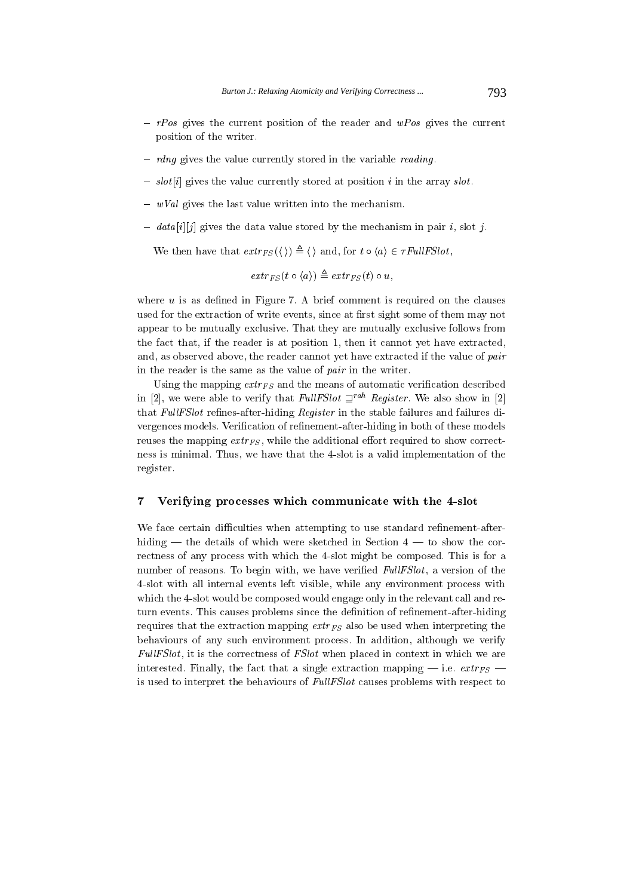- *rPos* gives the current position of the reader and *wPos* gives the current position of the writer.
- *rdng* gives the value currently stored in the variable *reading*.
- *slot*[*i*] gives the value currently stored at position *i* in the array *slot*.
- *wVal* gives the last value written into the mechanism.
- *data*[*i*][*j*] gives the data value stored by the mechanism in pair *i*, slot *j*.

We then have that $extr_{FS}(\langle\rangle) \triangleq \langle\rangle$ and, for $t \circ \langle a \rangle \in \tau FullFSlot$,

$$extr_{FS}(t \circ \langle a \rangle) \triangleq extr_{FS}(t) \circ u,$$

where $u$ is as defined in Figure 7. A brief comment is required on the clauses used for the extraction of write events, since at first sight some of them may not appear to be mutually exclusive. That they are mutually exclusive follows from the fact that, if the reader is at position 1, then it cannot yet have extracted, and, as observed above, the reader cannot yet have extracted if the value of *pair* in the reader is the same as the value of *pair* in the writer.

Using the mapping $extr_{FS}$ and the means of automatic verification described in [2], we were able to verify that $FullFSlot \sqsupseteq^{rah} Register$. We also show in [2] that *FullFSlot* refines-after-hiding *Register* in the stable failures and failures divergences models. Verification of refinement-after-hiding in both of these models reuses the mapping $extr_{FS}$, while the additional effort required to show correctness is minimal. Thus, we have that the 4-slot is a valid implementation of the register.

## 7 Verifying processes which communicate with the 4-slot

We face certain difficulties when attempting to use standard refinement-after-hiding — the details of which were sketched in Section 4 — to show the correctness of any process with which the 4-slot might be composed. This is for a number of reasons. To begin with, we have verified *FullFSlot*, a version of the 4-slot with all internal events left visible, while any environment process with which the 4-slot would be composed would engage only in the relevant call and return events. This causes problems since the definition of refinement-after-hiding requires that the extraction mapping $extr_{FS}$ also be used when interpreting the behaviours of any such environment process. In addition, although we verify *FullFSlot*, it is the correctness of *FSlot* when placed in context in which we are interested. Finally, the fact that a single extraction mapping — i.e. $extr_{FS}$ — is used to interpret the behaviours of *FullFSlot* causes problems with respect to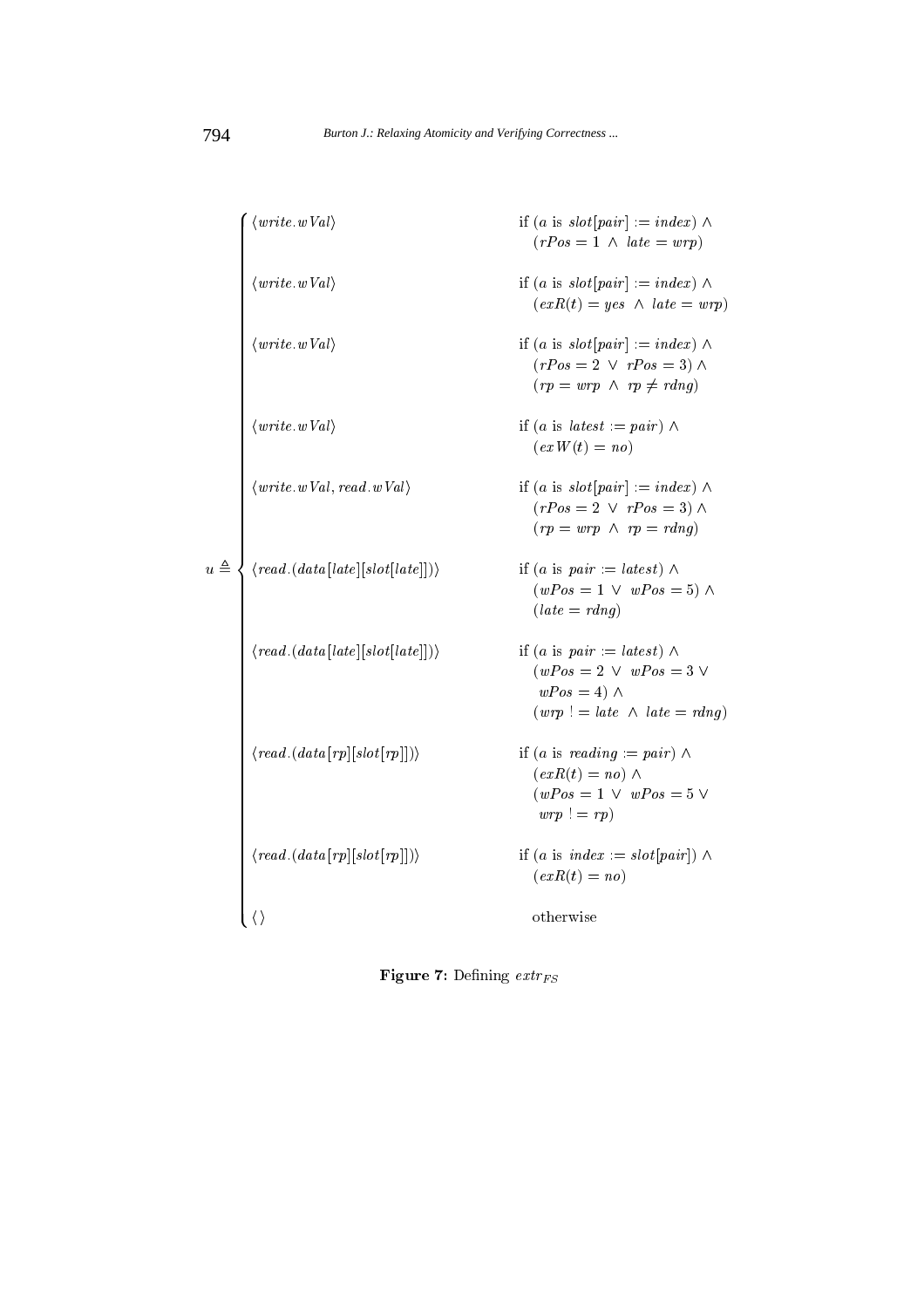$$
u \triangleq \begin{cases}
\langle write.wVal \rangle & \text{if } (a \text{ is } slot[pair] := index) \wedge \\
 & \quad (rPos = 1 \ \wedge \ late = wrp) \\
\langle write.wVal \rangle & \text{if } (a \text{ is } slot[pair] := index) \wedge \\
 & \quad (exR(t) = yes \ \wedge \ late = wrp) \\
\langle write.wVal \rangle & \text{if } (a \text{ is } slot[pair] := index) \wedge \\
 & \quad (rPos = 2 \ \vee \ rPos = 3) \wedge \\
 & \quad (rp = wrp \ \wedge \ rp \neq rdng) \\
\langle write.wVal \rangle & \text{if } (a \text{ is } latest := pair) \wedge \\
 & \quad (exW(t) = no) \\
\langle write.wVal, read.wVal \rangle & \text{if } (a \text{ is } slot[pair] := index) \wedge \\
 & \quad (rPos = 2 \ \vee \ rPos = 3) \wedge \\
 & \quad (rp = wrp \ \wedge \ rp = rdng) \\
\langle read.(data[late][slot[late]]) \rangle & \text{if } (a \text{ is } pair := latest) \wedge \\
 & \quad (wPos = 1 \ \vee \ wPos = 5) \wedge \\
 & \quad (late = rdng) \\
\langle read.(data[late][slot[late]]) \rangle & \text{if } (a \text{ is } pair := latest) \wedge \\
 & \quad (wPos = 2 \ \vee \ wPos = 3 \ \vee \\
 & \quad \ wPos = 4) \wedge \\
 & \quad (wrp \ != late \ \wedge \ late = rdng) \\
\langle read.(data[rp][slot[rp]]) \rangle & \text{if } (a \text{ is } reading := pair) \wedge \\
 & \quad (exR(t) = no) \wedge \\
 & \quad (wPos = 1 \ \vee \ wPos = 5 \ \vee \\
 & \quad \ wrp \ != rp) \\
\langle read.(data[rp][slot[rp]]) \rangle & \text{if } (a \text{ is } index := slot[pair]) \wedge \\
 & \quad (exR(t) = no) \\
\langle \, \rangle & \quad \text{otherwise}
\end{cases}
$$

**Figure 7:** Defining $extr_{FS}$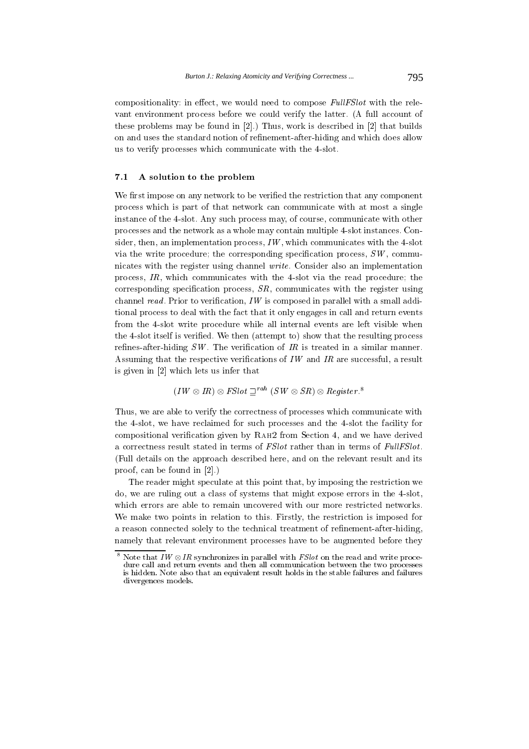compositionality: in effect, we would need to compose *FullFSlot* with the relevant environment process before we could verify the latter. (A full account of these problems may be found in [2].) Thus, work is described in [2] that builds on and uses the standard notion of refinement-after-hiding and which does allow us to verify processes which communicate with the 4-slot.

### 7.1 A solution to the problem

We first impose on any network to be verified the restriction that any component process which is part of that network can communicate with at most a single instance of the 4-slot. Any such process may, of course, communicate with other processes and the network as a whole may contain multiple 4-slot instances. Consider, then, an implementation process, $IW$, which communicates with the 4-slot via the write procedure; the corresponding specification process, $SW$, communicates with the register using channel *write*. Consider also an implementation process, $IR$, which communicates with the 4-slot via the read procedure; the corresponding specification process, $SR$, communicates with the register using channel *read*. Prior to verification, $IW$ is composed in parallel with a small additional process to deal with the fact that it only engages in call and return events from the 4-slot write procedure while all internal events are left visible when the 4-slot itself is verified. We then (attempt to) show that the resulting process refines-after-hiding $SW$. The verification of $IR$ is treated in a similar manner. Assuming that the respective verifications of $IW$ and $IR$ are successful, a result is given in [2] which lets us infer that

$$(IW \otimes IR) \otimes FSlot \sqsupseteq^{rah} (SW \otimes SR) \otimes Register.^{8}$$

Thus, we are able to verify the correctness of processes which communicate with the 4-slot, we have reclaimed for such processes and the 4-slot the facility for compositional verification given by RAH2 from Section 4, and we have derived a correctness result stated in terms of *FSlot* rather than in terms of *FullFSlot*. (Full details on the approach described here, and on the relevant result and its proof, can be found in [2].)

The reader might speculate at this point that, by imposing the restriction we do, we are ruling out a class of systems that might expose errors in the 4-slot, which errors are able to remain uncovered with our more restricted networks. We make two points in relation to this. Firstly, the restriction is imposed for a reason connected solely to the technical treatment of refinement-after-hiding, namely that relevant environment processes have to be augmented before they

---

[8] Note that $IW \otimes IR$ synchronizes in parallel with *FSlot* on the read and write procedure call and return events and then all communication between the two processes is hidden. Note also that an equivalent result holds in the stable failures and failures divergences models.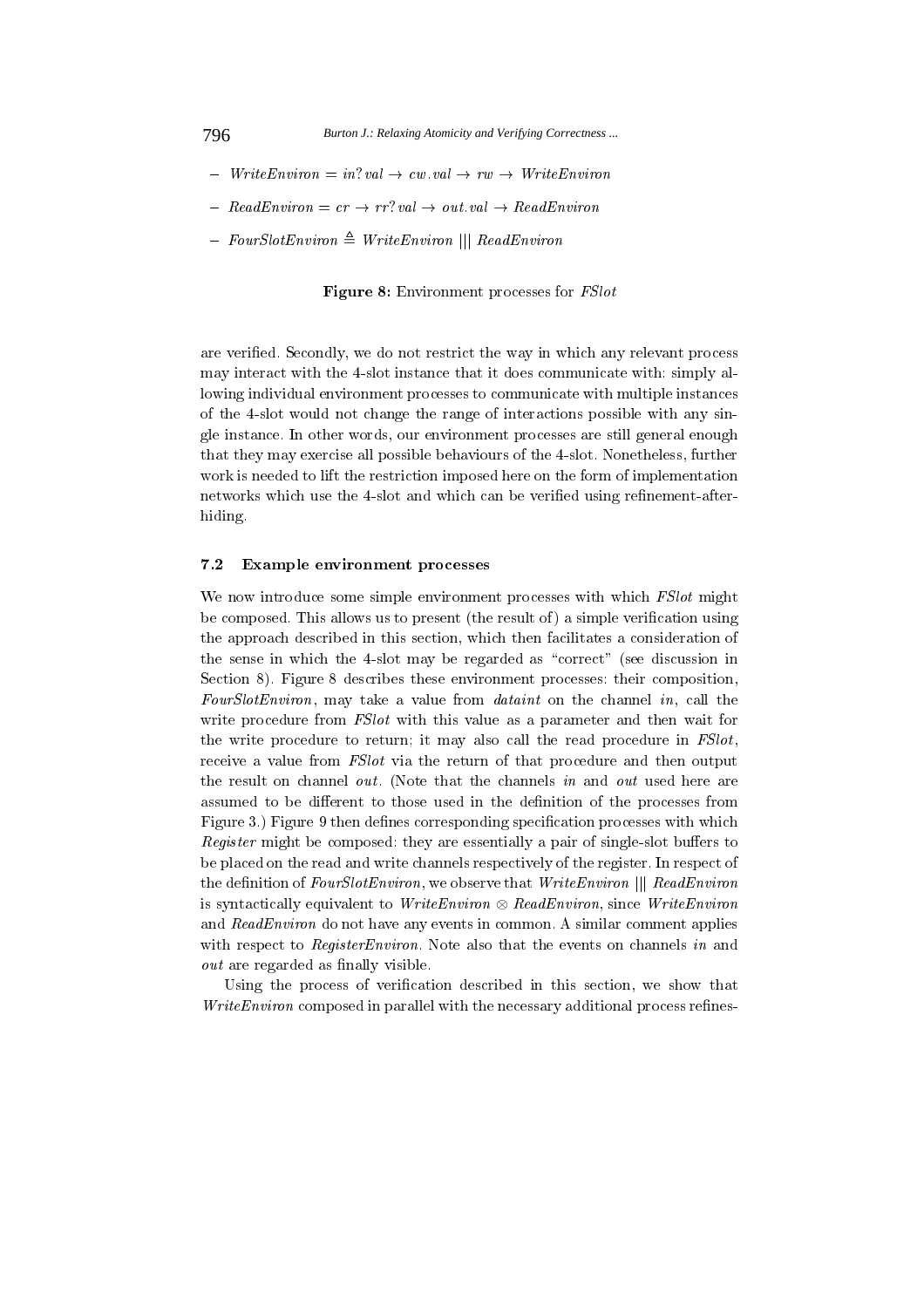- $WriteEnviron = in?val \rightarrow cw.val \rightarrow rw \rightarrow WriteEnviron$
- $ReadEnviron = cr \rightarrow rr?val \rightarrow out.val \rightarrow ReadEnviron$
- $FourSlotEnviron \triangleq WriteEnviron \mid\mid\mid ReadEnviron$

**Figure 8:** Environment processes for *FSlot*

are verified. Secondly, we do not restrict the way in which any relevant process may interact with the 4-slot instance that it does communicate with: simply allowing individual environment processes to communicate with multiple instances of the 4-slot would not change the range of interactions possible with any single instance. In other words, our environment processes are still general enough that they may exercise all possible behaviours of the 4-slot. Nonetheless, further work is needed to lift the restriction imposed here on the form of implementation networks which use the 4-slot and which can be verified using refinement-after-hiding.

### 7.2 Example environment processes

We now introduce some simple environment processes with which *FSlot* might be composed. This allows us to present (the result of) a simple verification using the approach described in this section, which then facilitates a consideration of the sense in which the 4-slot may be regarded as "correct" (see discussion in Section 8). Figure 8 describes these environment processes: their composition, *FourSlotEnviron*, may take a value from *dataint* on the channel *in*, call the write procedure from *FSlot* with this value as a parameter and then wait for the write procedure to return; it may also call the read procedure in *FSlot*, receive a value from *FSlot* via the return of that procedure and then output the result on channel *out*. (Note that the channels *in* and *out* used here are assumed to be different to those used in the definition of the processes from Figure 3.) Figure 9 then defines corresponding specification processes with which *Register* might be composed: they are essentially a pair of single-slot buffers to be placed on the read and write channels respectively of the register. In respect of the definition of *FourSlotEnviron*, we observe that $WriteEnviron \mid\mid\mid ReadEnviron$ is syntactically equivalent to $WriteEnviron \otimes ReadEnviron$, since *WriteEnviron* and *ReadEnviron* do not have any events in common. A similar comment applies with respect to *RegisterEnviron*. Note also that the events on channels *in* and *out* are regarded as finally visible.

Using the process of verification described in this section, we show that *WriteEnviron* composed in parallel with the necessary additional process refines-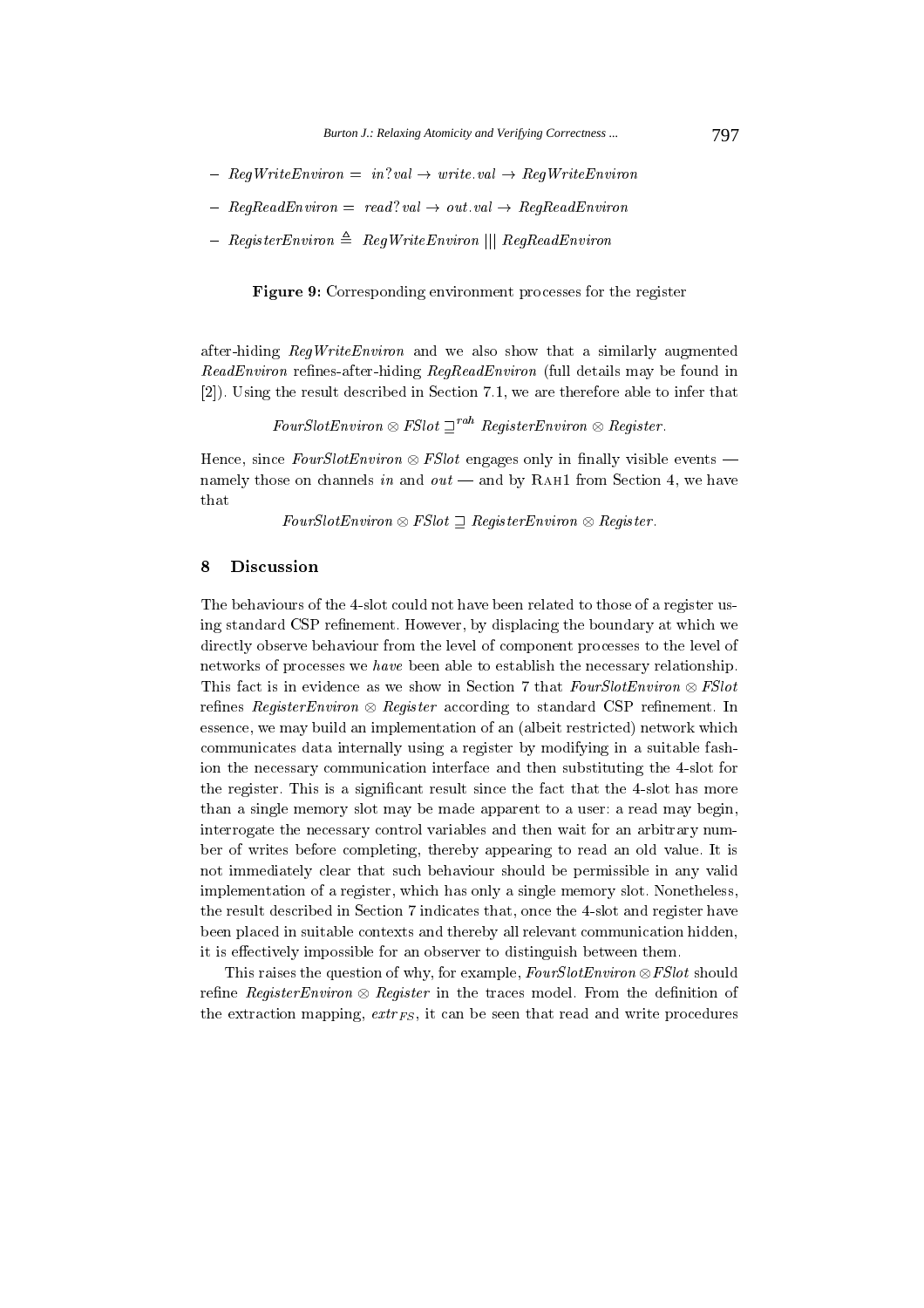- $RegWriteEnviron = \ in?val \rightarrow write.val \rightarrow RegWriteEnviron$
- $RegReadEnviron = \ read?val \rightarrow out.val \rightarrow RegReadEnviron$
- $RegisterEnviron \triangleq \ RegWriteEnviron \ ||| \ RegReadEnviron$

**Figure 9:** Corresponding environment processes for the register

after-hiding *RegWriteEnviron* and we also show that a similarly augmented *ReadEnviron* refines-after-hiding *RegReadEnviron* (full details may be found in [2]). Using the result described in Section 7.1, we are therefore able to infer that

$$FourSlotEnviron \otimes FSlot \sqsupseteq^{rah} RegisterEnviron \otimes Register.$$

Hence, since $FourSlotEnviron \otimes FSlot$ engages only in finally visible events — namely those on channels *in* and *out* — and by RAH1 from Section 4, we have that

$$FourSlotEnviron \otimes FSlot \sqsupseteq RegisterEnviron \otimes Register.$$

## 8 Discussion

The behaviours of the 4-slot could not have been related to those of a register using standard CSP refinement. However, by displacing the boundary at which we directly observe behaviour from the level of component processes to the level of networks of processes we *have* been able to establish the necessary relationship. This fact is in evidence as we show in Section 7 that $FourSlotEnviron \otimes FSlot$ refines $RegisterEnviron \otimes Register$ according to standard CSP refinement. In essence, we may build an implementation of an (albeit restricted) network which communicates data internally using a register by modifying in a suitable fashion the necessary communication interface and then substituting the 4-slot for the register. This is a significant result since the fact that the 4-slot has more than a single memory slot may be made apparent to a user: a read may begin, interrogate the necessary control variables and then wait for an arbitrary number of writes before completing, thereby appearing to read an old value. It is not immediately clear that such behaviour should be permissible in any valid implementation of a register, which has only a single memory slot. Nonetheless, the result described in Section 7 indicates that, once the 4-slot and register have been placed in suitable contexts and thereby all relevant communication hidden, it is effectively impossible for an observer to distinguish between them.

This raises the question of why, for example, $FourSlotEnviron \otimes FSlot$ should refine $RegisterEnviron \otimes Register$ in the traces model. From the definition of the extraction mapping, $extr_{FS}$, it can be seen that read and write procedures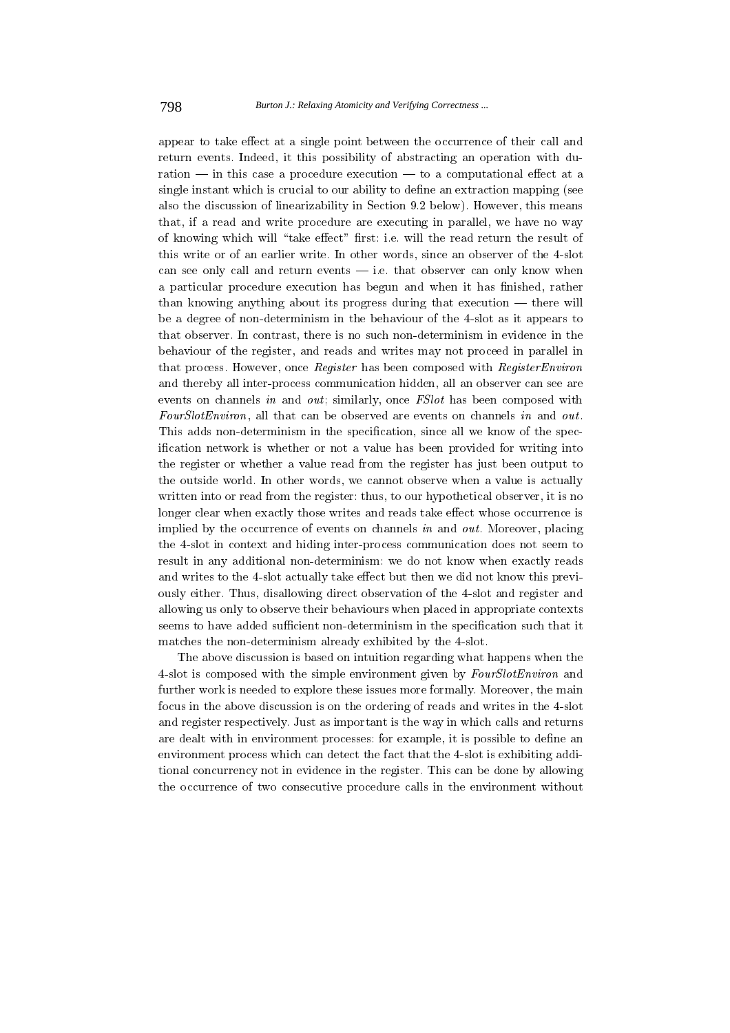appear to take effect at a single point between the occurrence of their call and return events. Indeed, it this possibility of abstracting an operation with duration — in this case a procedure execution — to a computational effect at a single instant which is crucial to our ability to define an extraction mapping (see also the discussion of linearizability in Section 9.2 below). However, this means that, if a read and write procedure are executing in parallel, we have no way of knowing which will "take effect" first: i.e. will the read return the result of this write or of an earlier write. In other words, since an observer of the 4-slot can see only call and return events — i.e. that observer can only know when a particular procedure execution has begun and when it has finished, rather than knowing anything about its progress during that execution — there will be a degree of non-determinism in the behaviour of the 4-slot as it appears to that observer. In contrast, there is no such non-determinism in evidence in the behaviour of the register, and reads and writes may not proceed in parallel in that process. However, once *Register* has been composed with *RegisterEnviron* and thereby all inter-process communication hidden, all an observer can see are events on channels *in* and *out*; similarly, once *FSlot* has been composed with *FourSlotEnviron*, all that can be observed are events on channels *in* and *out*. This adds non-determinism in the specification, since all we know of the specification network is whether or not a value has been provided for writing into the register or whether a value read from the register has just been output to the outside world. In other words, we cannot observe when a value is actually written into or read from the register: thus, to our hypothetical observer, it is no longer clear when exactly those writes and reads take effect whose occurrence is implied by the occurrence of events on channels *in* and *out*. Moreover, placing the 4-slot in context and hiding inter-process communication does not seem to result in any additional non-determinism: we do not know when exactly reads and writes to the 4-slot actually take effect but then we did not know this previously either. Thus, disallowing direct observation of the 4-slot and register and allowing us only to observe their behaviours when placed in appropriate contexts seems to have added sufficient non-determinism in the specification such that it matches the non-determinism already exhibited by the 4-slot.

The above discussion is based on intuition regarding what happens when the 4-slot is composed with the simple environment given by *FourSlotEnviron* and further work is needed to explore these issues more formally. Moreover, the main focus in the above discussion is on the ordering of reads and writes in the 4-slot and register respectively. Just as important is the way in which calls and returns are dealt with in environment processes: for example, it is possible to define an environment process which can detect the fact that the 4-slot is exhibiting additional concurrency not in evidence in the register. This can be done by allowing the occurrence of two consecutive procedure calls in the environment without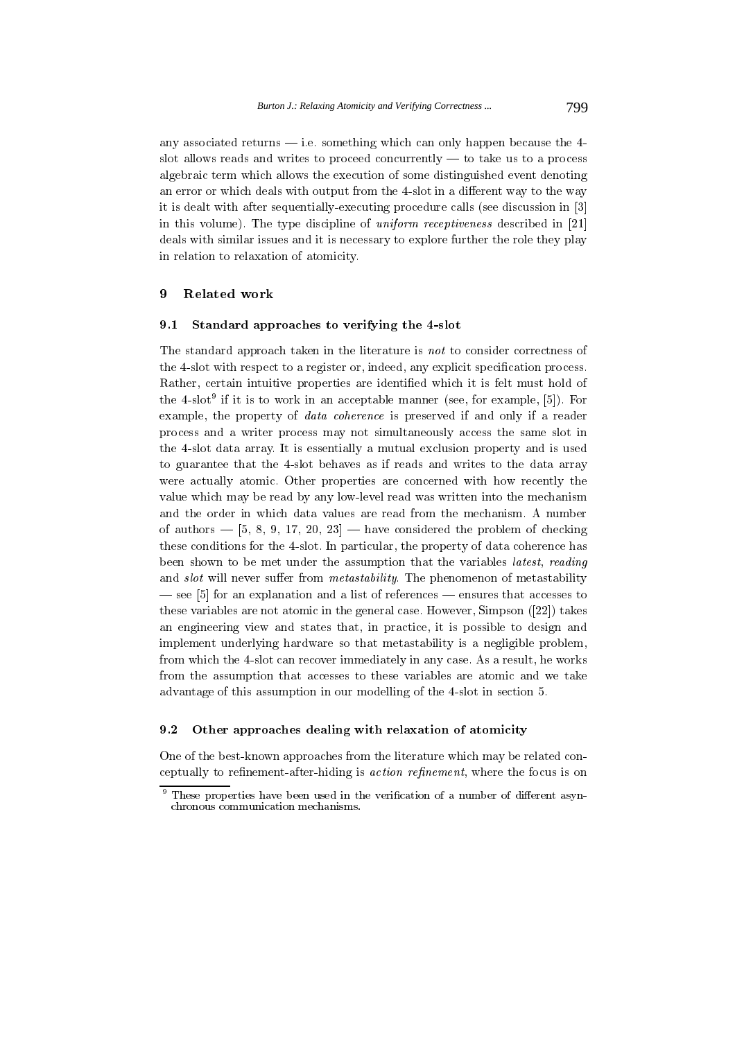any associated returns — i.e. something which can only happen because the 4-slot allows reads and writes to proceed concurrently — to take us to a process algebraic term which allows the execution of some distinguished event denoting an error or which deals with output from the 4-slot in a different way to the way it is dealt with after sequentially-executing procedure calls (see discussion in [3] in this volume). The type discipline of *uniform receptiveness* described in [21] deals with similar issues and it is necessary to explore further the role they play in relation to relaxation of atomicity.

## 9 Related work

### 9.1 Standard approaches to verifying the 4-slot

The standard approach taken in the literature is *not* to consider correctness of the 4-slot with respect to a register or, indeed, any explicit specification process. Rather, certain intuitive properties are identified which it is felt must hold of the 4-slot[9] if it is to work in an acceptable manner (see, for example, [5]). For example, the property of *data coherence* is preserved if and only if a reader process and a writer process may not simultaneously access the same slot in the 4-slot data array. It is essentially a mutual exclusion property and is used to guarantee that the 4-slot behaves as if reads and writes to the data array were actually atomic. Other properties are concerned with how recently the value which may be read by any low-level read was written into the mechanism and the order in which data values are read from the mechanism. A number of authors — [5, 8, 9, 17, 20, 23] — have considered the problem of checking these conditions for the 4-slot. In particular, the property of data coherence has been shown to be met under the assumption that the variables *latest*, *reading* and *slot* will never suffer from *metastability*. The phenomenon of metastability — see [5] for an explanation and a list of references — ensures that accesses to these variables are not atomic in the general case. However, Simpson ([22]) takes an engineering view and states that, in practice, it is possible to design and implement underlying hardware so that metastability is a negligible problem, from which the 4-slot can recover immediately in any case. As a result, he works from the assumption that accesses to these variables are atomic and we take advantage of this assumption in our modelling of the 4-slot in section 5.

### 9.2 Other approaches dealing with relaxation of atomicity

One of the best-known approaches from the literature which may be related conceptually to refinement-after-hiding is *action refinement*, where the focus is on

[9] These properties have been used in the verification of a number of different asynchronous communication mechanisms.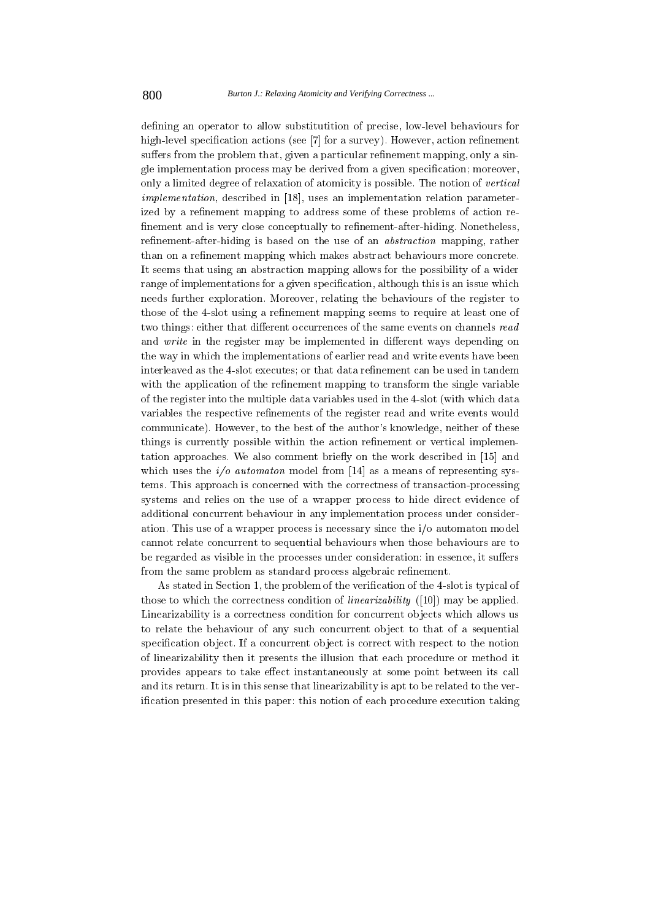defining an operator to allow substitutition of precise, low-level behaviours for high-level specification actions (see [7] for a survey). However, action refinement suffers from the problem that, given a particular refinement mapping, only a single implementation process may be derived from a given specification; moreover, only a limited degree of relaxation of atomicity is possible. The notion of *vertical implementation*, described in [18], uses an implementation relation parameterized by a refinement mapping to address some of these problems of action refinement and is very close conceptually to refinement-after-hiding. Nonetheless, refinement-after-hiding is based on the use of an *abstraction* mapping, rather than on a refinement mapping which makes abstract behaviours more concrete. It seems that using an abstraction mapping allows for the possibility of a wider range of implementations for a given specification, although this is an issue which needs further exploration. Moreover, relating the behaviours of the register to those of the 4-slot using a refinement mapping seems to require at least one of two things: either that different occurrences of the same events on channels *read* and *write* in the register may be implemented in different ways depending on the way in which the implementations of earlier read and write events have been interleaved as the 4-slot executes; or that data refinement can be used in tandem with the application of the refinement mapping to transform the single variable of the register into the multiple data variables used in the 4-slot (with which data variables the respective refinements of the register read and write events would communicate). However, to the best of the author's knowledge, neither of these things is currently possible within the action refinement or vertical implementation approaches. We also comment briefly on the work described in [15] and which uses the *i/o automaton* model from [14] as a means of representing systems. This approach is concerned with the correctness of transaction-processing systems and relies on the use of a wrapper process to hide direct evidence of additional concurrent behaviour in any implementation process under consideration. This use of a wrapper process is necessary since the i/o automaton model cannot relate concurrent to sequential behaviours when those behaviours are to be regarded as visible in the processes under consideration: in essence, it suffers from the same problem as standard process algebraic refinement.

As stated in Section 1, the problem of the verification of the 4-slot is typical of those to which the correctness condition of *linearizability* ([10]) may be applied. Linearizability is a correctness condition for concurrent objects which allows us to relate the behaviour of any such concurrent object to that of a sequential specification object. If a concurrent object is correct with respect to the notion of linearizability then it presents the illusion that each procedure or method it provides appears to take effect instantaneously at some point between its call and its return. It is in this sense that linearizability is apt to be related to the verification presented in this paper: this notion of each procedure execution taking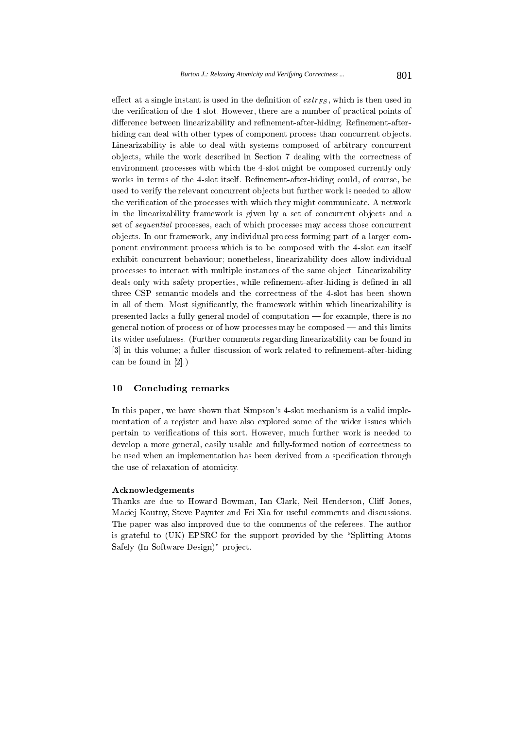effect at a single instant is used in the definition of $extr_{FS}$, which is then used in the verification of the 4-slot. However, there are a number of practical points of difference between linearizability and refinement-after-hiding. Refinement-after-hiding can deal with other types of component process than concurrent objects. Linearizability is able to deal with systems composed of arbitrary concurrent objects, while the work described in Section 7 dealing with the correctness of environment processes with which the 4-slot might be composed currently only works in terms of the 4-slot itself. Refinement-after-hiding could, of course, be used to verify the relevant concurrent objects but further work is needed to allow the verification of the processes with which they might communicate. A network in the linearizability framework is given by a set of concurrent objects and a set of *sequential* processes, each of which processes may access those concurrent objects. In our framework, any individual process forming part of a larger component environment process which is to be composed with the 4-slot can itself exhibit concurrent behaviour; nonetheless, linearizability does allow individual processes to interact with multiple instances of the same object. Linearizability deals only with safety properties, while refinement-after-hiding is defined in all three CSP semantic models and the correctness of the 4-slot has been shown in all of them. Most significantly, the framework within which linearizability is presented lacks a fully general model of computation — for example, there is no general notion of process or of how processes may be composed — and this limits its wider usefulness. (Further comments regarding linearizability can be found in [3] in this volume; a fuller discussion of work related to refinement-after-hiding can be found in [2].)

## 10 Concluding remarks

In this paper, we have shown that Simpson's 4-slot mechanism is a valid implementation of a register and have also explored some of the wider issues which pertain to verifications of this sort. However, much further work is needed to develop a more general, easily usable and fully-formed notion of correctness to be used when an implementation has been derived from a specification through the use of relaxation of atomicity.

**Acknowledgements**

Thanks are due to Howard Bowman, Ian Clark, Neil Henderson, Cliff Jones, Maciej Koutny, Steve Paynter and Fei Xia for useful comments and discussions. The paper was also improved due to the comments of the referees. The author is grateful to (UK) EPSRC for the support provided by the "Splitting Atoms Safely (In Software Design)" project.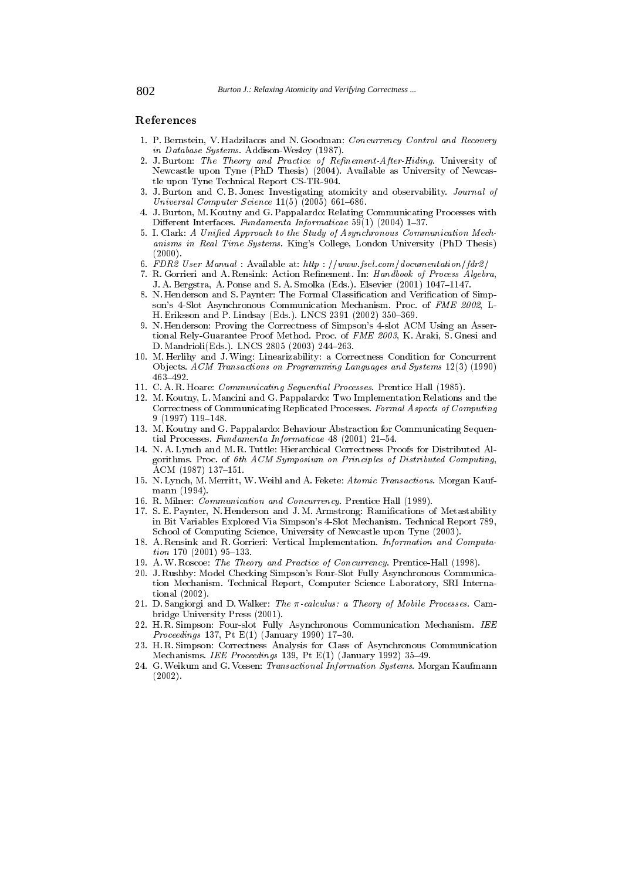## References

1. P. Bernstein, V. Hadzilacos and N. Goodman: *Concurrency Control and Recovery in Database Systems*. Addison-Wesley (1987).
2. J. Burton: *The Theory and Practice of Refinement-After-Hiding*. University of Newcastle upon Tyne (PhD Thesis) (2004). Available as University of Newcastle upon Tyne Technical Report CS-TR-904.
3. J. Burton and C. B. Jones: Investigating atomicity and observability. *Journal of Universal Computer Science* 11(5) (2005) 661–686.
4. J. Burton, M. Koutny and G. Pappalardo: Relating Communicating Processes with Different Interfaces. *Fundamenta Informaticae* 59(1) (2004) 1–37.
5. I. Clark: *A Unified Approach to the Study of Asynchronous Communication Mechanisms in Real Time Systems*. King's College, London University (PhD Thesis) (2000).
6. *FDR2 User Manual* : Available at: *http : //www.fsel.com/documentation/fdr2/*
7. R. Gorrieri and A. Rensink: Action Refinement. In: *Handbook of Process Algebra*, J. A. Bergstra, A. Ponse and S. A. Smolka (Eds.). Elsevier (2001) 1047–1147.
8. N. Henderson and S. Paynter: The Formal Classification and Verification of Simpson's 4-Slot Asynchronous Communication Mechanism. Proc. of *FME 2002*, L-H. Eriksson and P. Lindsay (Eds.). LNCS 2391 (2002) 350–369.
9. N. Henderson: Proving the Correctness of Simpson's 4-slot ACM Using an Assertional Rely-Guarantee Proof Method. Proc. of *FME 2003*, K. Araki, S. Gnesi and D. Mandrioli(Eds.). LNCS 2805 (2003) 244–263.
10. M. Herlihy and J. Wing: Linearizability: a Correctness Condition for Concurrent Objects. *ACM Transactions on Programming Languages and Systems* 12(3) (1990) 463–492.
11. C. A. R. Hoare: *Communicating Sequential Processes*. Prentice Hall (1985).
12. M. Koutny, L. Mancini and G. Pappalardo: Two Implementation Relations and the Correctness of Communicating Replicated Processes. *Formal Aspects of Computing* 9 (1997) 119–148.
13. M. Koutny and G. Pappalardo: Behaviour Abstraction for Communicating Sequential Processes. *Fundamenta Informaticae* 48 (2001) 21–54.
14. N. A. Lynch and M. R. Tuttle: Hierarchical Correctness Proofs for Distributed Algorithms. Proc. of *6th ACM Symposium on Principles of Distributed Computing*, ACM (1987) 137–151.
15. N. Lynch, M. Merritt, W. Weihl and A. Fekete: *Atomic Transactions*. Morgan Kaufmann (1994).
16. R. Milner: *Communication and Concurrency*. Prentice Hall (1989).
17. S. E. Paynter, N. Henderson and J. M. Armstrong: Ramifications of Metastability in Bit Variables Explored Via Simpson's 4-Slot Mechanism. Technical Report 789, School of Computing Science, University of Newcastle upon Tyne (2003).
18. A. Rensink and R. Gorrieri: Vertical Implementation. *Information and Computation* 170 (2001) 95–133.
19. A. W. Roscoe: *The Theory and Practice of Concurrency*. Prentice-Hall (1998).
20. J. Rushby: Model Checking Simpson's Four-Slot Fully Asynchronous Communication Mechanism. Technical Report, Computer Science Laboratory, SRI International (2002).
21. D. Sangiorgi and D. Walker: *The π-calculus: a Theory of Mobile Processes*. Cambridge University Press (2001).
22. H. R. Simpson: Four-slot Fully Asynchronous Communication Mechanism. *IEE Proceedings* 137, Pt E(1) (January 1990) 17–30.
23. H. R. Simpson: Correctness Analysis for Class of Asynchronous Communication Mechanisms. *IEE Proceedings* 139, Pt E(1) (January 1992) 35–49.
24. G. Weikum and G. Vossen: *Transactional Information Systems*. Morgan Kaufmann (2002).